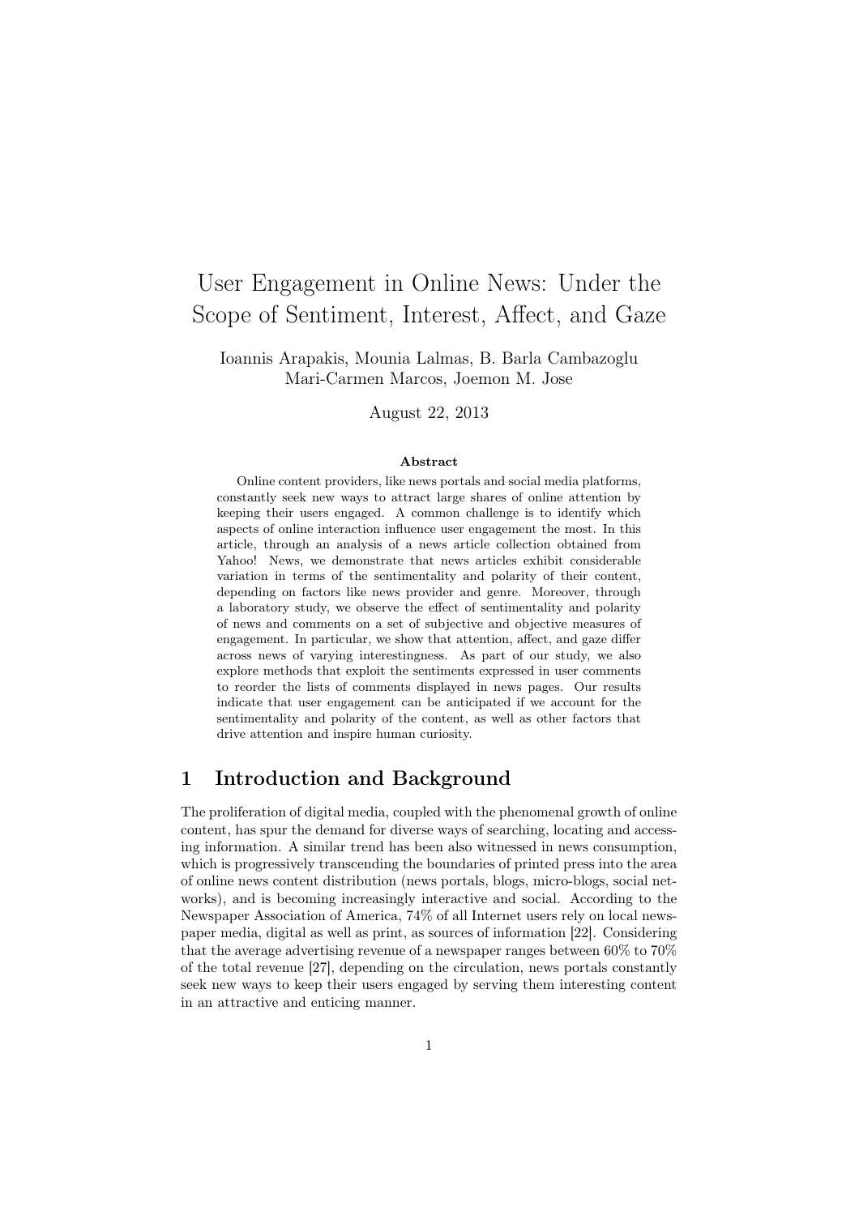# User Engagement in Online News: Under the Scope of Sentiment, Interest, Affect, and Gaze

Ioannis Arapakis, Mounia Lalmas, B. Barla Cambazoglu
Mari-Carmen Marcos, Joemon M. Jose

August 22, 2013

**Abstract**

Online content providers, like news portals and social media platforms, constantly seek new ways to attract large shares of online attention by keeping their users engaged. A common challenge is to identify which aspects of online interaction influence user engagement the most. In this article, through an analysis of a news article collection obtained from Yahoo! News, we demonstrate that news articles exhibit considerable variation in terms of the sentimentality and polarity of their content, depending on factors like news provider and genre. Moreover, through a laboratory study, we observe the effect of sentimentality and polarity of news and comments on a set of subjective and objective measures of engagement. In particular, we show that attention, affect, and gaze differ across news of varying interestingness. As part of our study, we also explore methods that exploit the sentiments expressed in user comments to reorder the lists of comments displayed in news pages. Our results indicate that user engagement can be anticipated if we account for the sentimentality and polarity of the content, as well as other factors that drive attention and inspire human curiosity.

## 1 Introduction and Background

The proliferation of digital media, coupled with the phenomenal growth of online content, has spur the demand for diverse ways of searching, locating and accessing information. A similar trend has been also witnessed in news consumption, which is progressively transcending the boundaries of printed press into the area of online news content distribution (news portals, blogs, micro-blogs, social networks), and is becoming increasingly interactive and social. According to the Newspaper Association of America, 74% of all Internet users rely on local newspaper media, digital as well as print, as sources of information [22]. Considering that the average advertising revenue of a newspaper ranges between 60% to 70% of the total revenue [27], depending on the circulation, news portals constantly seek new ways to keep their users engaged by serving them interesting content in an attractive and enticing manner.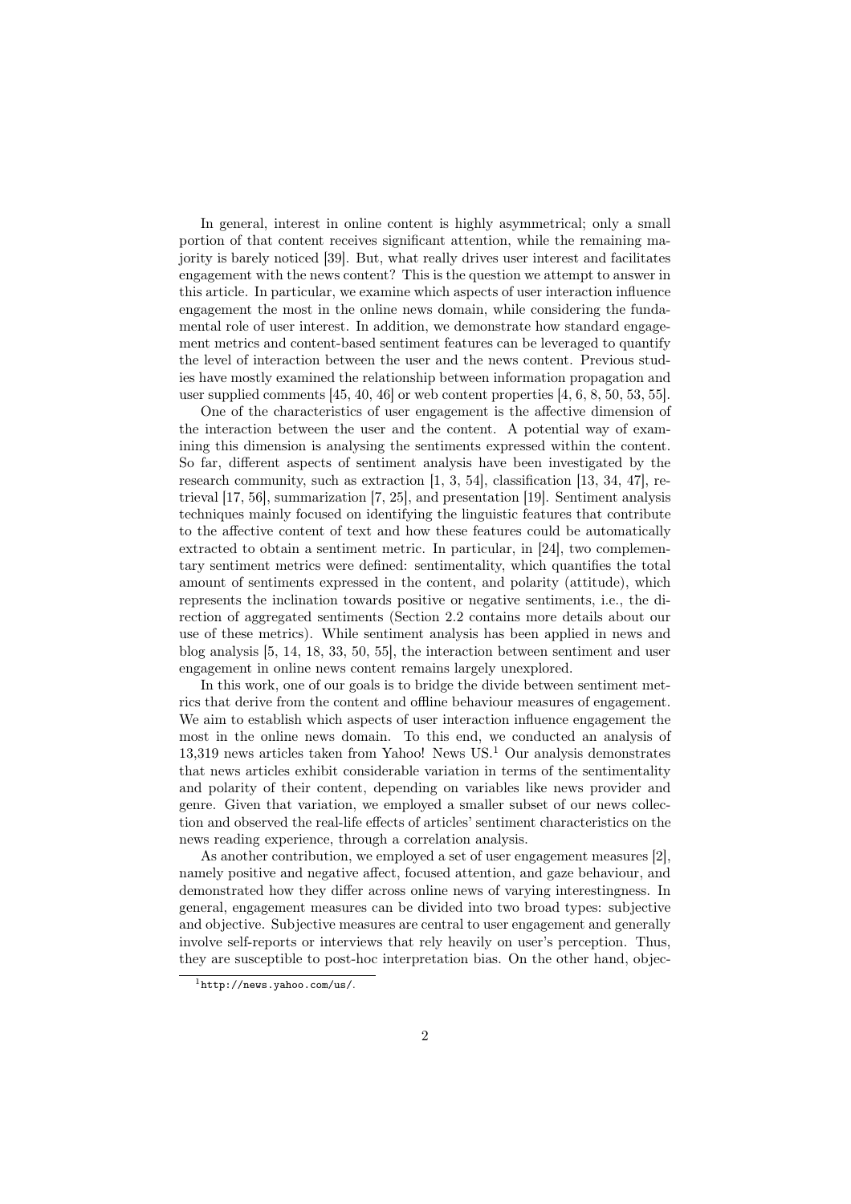In general, interest in online content is highly asymmetrical; only a small portion of that content receives significant attention, while the remaining majority is barely noticed [39]. But, what really drives user interest and facilitates engagement with the news content? This is the question we attempt to answer in this article. In particular, we examine which aspects of user interaction influence engagement the most in the online news domain, while considering the fundamental role of user interest. In addition, we demonstrate how standard engagement metrics and content-based sentiment features can be leveraged to quantify the level of interaction between the user and the news content. Previous studies have mostly examined the relationship between information propagation and user supplied comments [45, 40, 46] or web content properties [4, 6, 8, 50, 53, 55].

One of the characteristics of user engagement is the affective dimension of the interaction between the user and the content. A potential way of examining this dimension is analysing the sentiments expressed within the content. So far, different aspects of sentiment analysis have been investigated by the research community, such as extraction [1, 3, 54], classification [13, 34, 47], retrieval [17, 56], summarization [7, 25], and presentation [19]. Sentiment analysis techniques mainly focused on identifying the linguistic features that contribute to the affective content of text and how these features could be automatically extracted to obtain a sentiment metric. In particular, in [24], two complementary sentiment metrics were defined: sentimentality, which quantifies the total amount of sentiments expressed in the content, and polarity (attitude), which represents the inclination towards positive or negative sentiments, i.e., the direction of aggregated sentiments (Section 2.2 contains more details about our use of these metrics). While sentiment analysis has been applied in news and blog analysis [5, 14, 18, 33, 50, 55], the interaction between sentiment and user engagement in online news content remains largely unexplored.

In this work, one of our goals is to bridge the divide between sentiment metrics that derive from the content and offline behaviour measures of engagement. We aim to establish which aspects of user interaction influence engagement the most in the online news domain. To this end, we conducted an analysis of 13,319 news articles taken from Yahoo! News US.[1] Our analysis demonstrates that news articles exhibit considerable variation in terms of the sentimentality and polarity of their content, depending on variables like news provider and genre. Given that variation, we employed a smaller subset of our news collection and observed the real-life effects of articles' sentiment characteristics on the news reading experience, through a correlation analysis.

As another contribution, we employed a set of user engagement measures [2], namely positive and negative affect, focused attention, and gaze behaviour, and demonstrated how they differ across online news of varying interestingness. In general, engagement measures can be divided into two broad types: subjective and objective. Subjective measures are central to user engagement and generally involve self-reports or interviews that rely heavily on user's perception. Thus, they are susceptible to post-hoc interpretation bias. On the other hand, objec-

[1] http://news.yahoo.com/us/.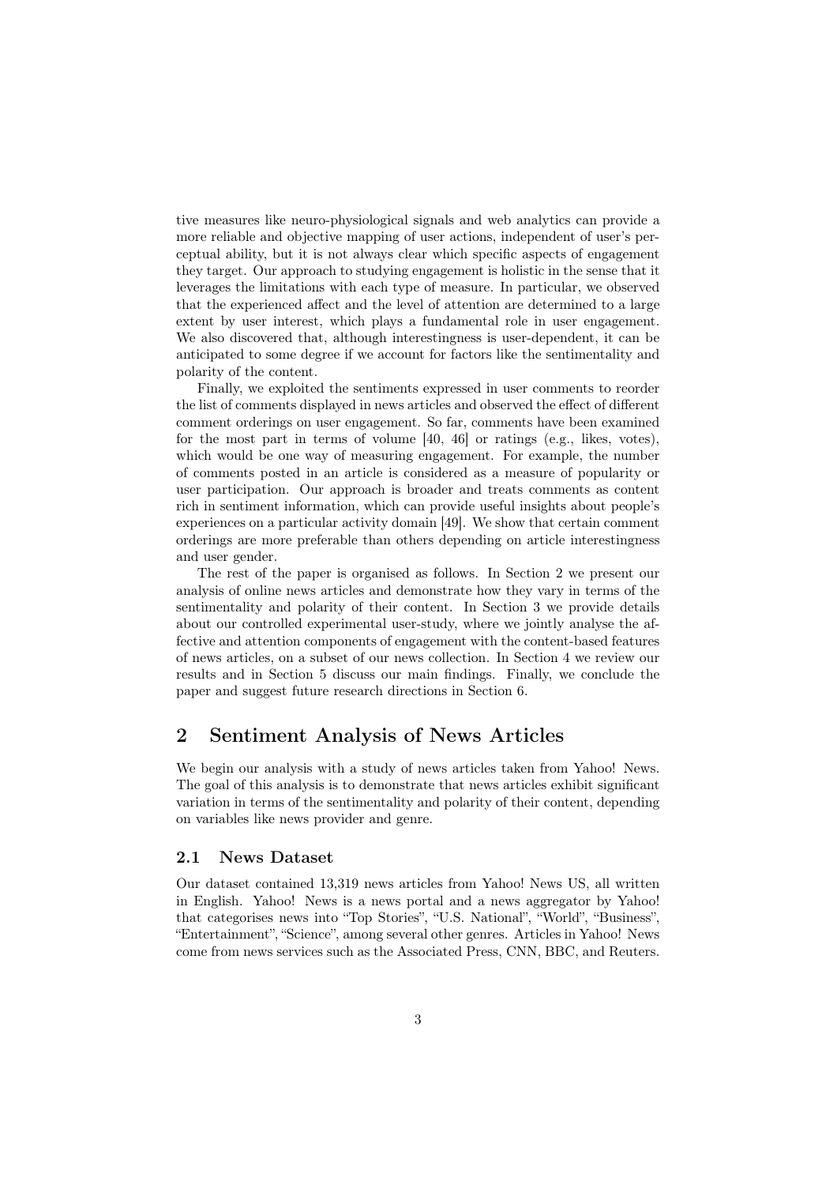tive measures like neuro-physiological signals and web analytics can provide a more reliable and objective mapping of user actions, independent of user's perceptual ability, but it is not always clear which specific aspects of engagement they target. Our approach to studying engagement is holistic in the sense that it leverages the limitations with each type of measure. In particular, we observed that the experienced affect and the level of attention are determined to a large extent by user interest, which plays a fundamental role in user engagement. We also discovered that, although interestingness is user-dependent, it can be anticipated to some degree if we account for factors like the sentimentality and polarity of the content.

Finally, we exploited the sentiments expressed in user comments to reorder the list of comments displayed in news articles and observed the effect of different comment orderings on user engagement. So far, comments have been examined for the most part in terms of volume [40, 46] or ratings (e.g., likes, votes), which would be one way of measuring engagement. For example, the number of comments posted in an article is considered as a measure of popularity or user participation. Our approach is broader and treats comments as content rich in sentiment information, which can provide useful insights about people's experiences on a particular activity domain [49]. We show that certain comment orderings are more preferable than others depending on article interestingness and user gender.

The rest of the paper is organised as follows. In Section 2 we present our analysis of online news articles and demonstrate how they vary in terms of the sentimentality and polarity of their content. In Section 3 we provide details about our controlled experimental user-study, where we jointly analyse the affective and attention components of engagement with the content-based features of news articles, on a subset of our news collection. In Section 4 we review our results and in Section 5 discuss our main findings. Finally, we conclude the paper and suggest future research directions in Section 6.

## 2 Sentiment Analysis of News Articles

We begin our analysis with a study of news articles taken from Yahoo! News. The goal of this analysis is to demonstrate that news articles exhibit significant variation in terms of the sentimentality and polarity of their content, depending on variables like news provider and genre.

### 2.1 News Dataset

Our dataset contained 13,319 news articles from Yahoo! News US, all written in English. Yahoo! News is a news portal and a news aggregator by Yahoo! that categorises news into "Top Stories", "U.S. National", "World", "Business", "Entertainment", "Science", among several other genres. Articles in Yahoo! News come from news services such as the Associated Press, CNN, BBC, and Reuters.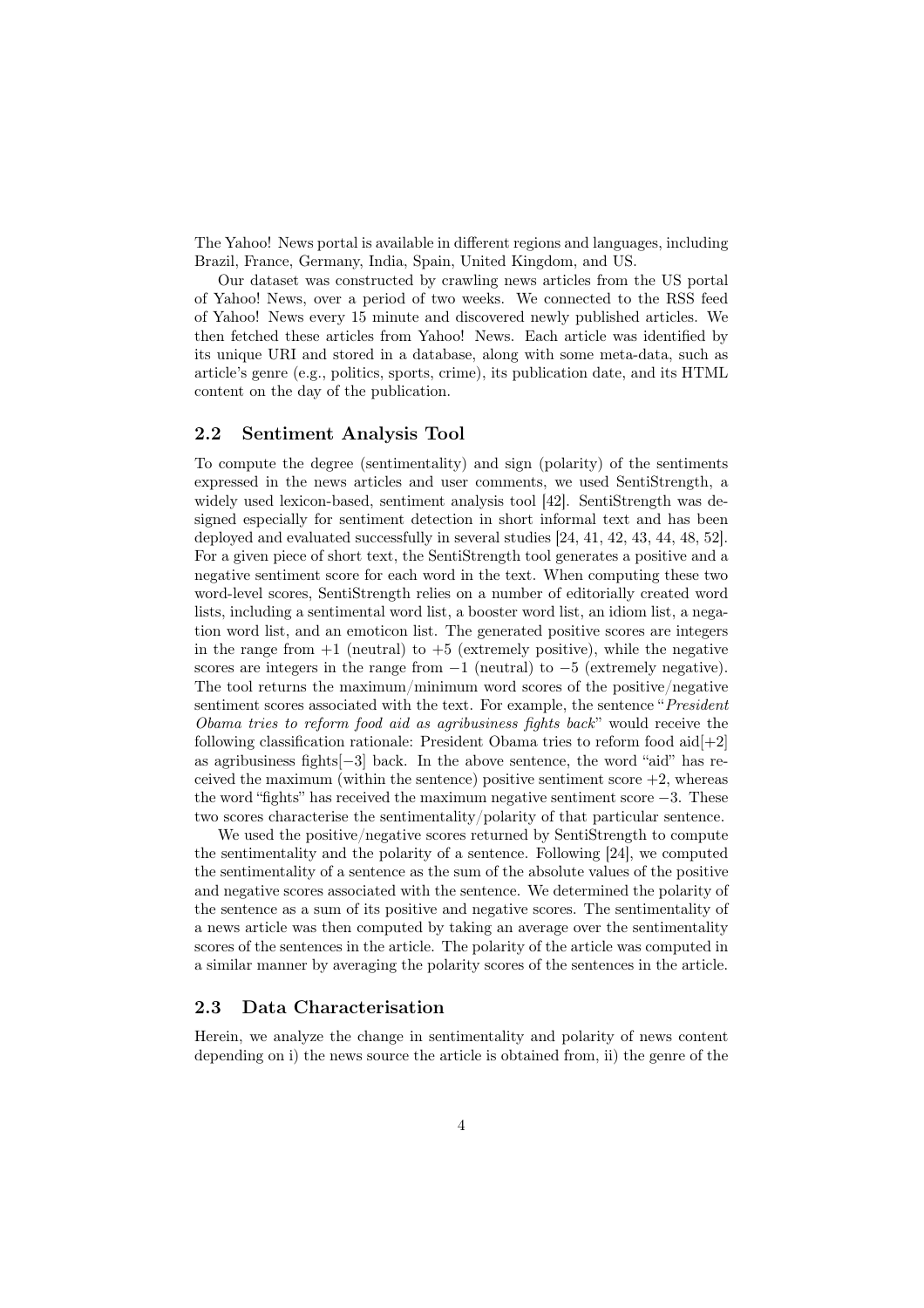The Yahoo! News portal is available in different regions and languages, including Brazil, France, Germany, India, Spain, United Kingdom, and US.

Our dataset was constructed by crawling news articles from the US portal of Yahoo! News, over a period of two weeks. We connected to the RSS feed of Yahoo! News every 15 minute and discovered newly published articles. We then fetched these articles from Yahoo! News. Each article was identified by its unique URI and stored in a database, along with some meta-data, such as article's genre (e.g., politics, sports, crime), its publication date, and its HTML content on the day of the publication.

## 2.2 Sentiment Analysis Tool

To compute the degree (sentimentality) and sign (polarity) of the sentiments expressed in the news articles and user comments, we used SentiStrength, a widely used lexicon-based, sentiment analysis tool [42]. SentiStrength was designed especially for sentiment detection in short informal text and has been deployed and evaluated successfully in several studies [24, 41, 42, 43, 44, 48, 52]. For a given piece of short text, the SentiStrength tool generates a positive and a negative sentiment score for each word in the text. When computing these two word-level scores, SentiStrength relies on a number of editorially created word lists, including a sentimental word list, a booster word list, an idiom list, a negation word list, and an emoticon list. The generated positive scores are integers in the range from $+1$ (neutral) to $+5$ (extremely positive), while the negative scores are integers in the range from $-1$ (neutral) to $-5$ (extremely negative). The tool returns the maximum/minimum word scores of the positive/negative sentiment scores associated with the text. For example, the sentence "*President Obama tries to reform food aid as agribusiness fights back*" would receive the following classification rationale: President Obama tries to reform food aid[+2] as agribusiness fights[−3] back. In the above sentence, the word "aid" has received the maximum (within the sentence) positive sentiment score $+2$, whereas the word "fights" has received the maximum negative sentiment score $-3$. These two scores characterise the sentimentality/polarity of that particular sentence.

We used the positive/negative scores returned by SentiStrength to compute the sentimentality and the polarity of a sentence. Following [24], we computed the sentimentality of a sentence as the sum of the absolute values of the positive and negative scores associated with the sentence. We determined the polarity of the sentence as a sum of its positive and negative scores. The sentimentality of a news article was then computed by taking an average over the sentimentality scores of the sentences in the article. The polarity of the article was computed in a similar manner by averaging the polarity scores of the sentences in the article.

## 2.3 Data Characterisation

Herein, we analyze the change in sentimentality and polarity of news content depending on i) the news source the article is obtained from, ii) the genre of the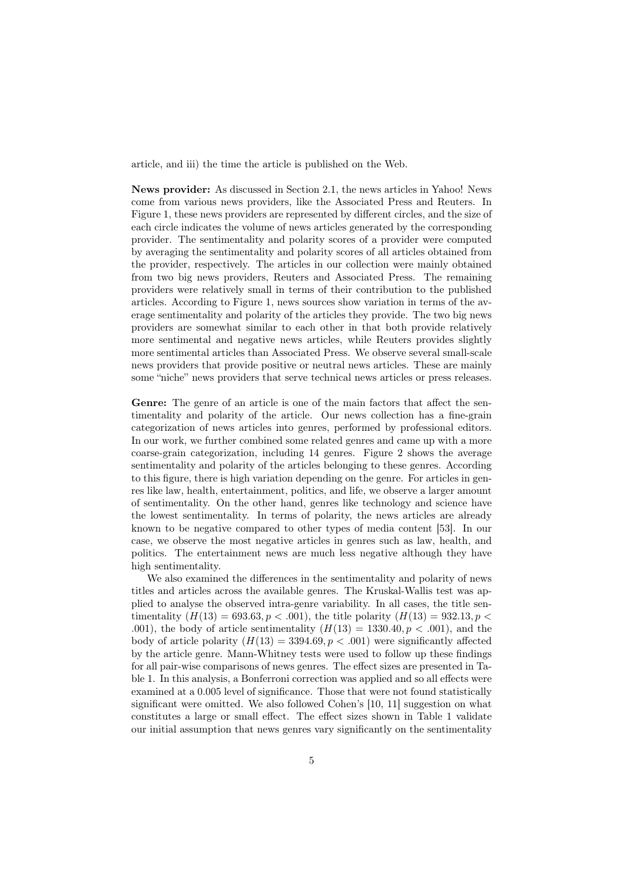article, and iii) the time the article is published on the Web.

**News provider:** As discussed in Section 2.1, the news articles in Yahoo! News come from various news providers, like the Associated Press and Reuters. In Figure 1, these news providers are represented by different circles, and the size of each circle indicates the volume of news articles generated by the corresponding provider. The sentimentality and polarity scores of a provider were computed by averaging the sentimentality and polarity scores of all articles obtained from the provider, respectively. The articles in our collection were mainly obtained from two big news providers, Reuters and Associated Press. The remaining providers were relatively small in terms of their contribution to the published articles. According to Figure 1, news sources show variation in terms of the average sentimentality and polarity of the articles they provide. The two big news providers are somewhat similar to each other in that both provide relatively more sentimental and negative news articles, while Reuters provides slightly more sentimental articles than Associated Press. We observe several small-scale news providers that provide positive or neutral news articles. These are mainly some "niche" news providers that serve technical news articles or press releases.

**Genre:** The genre of an article is one of the main factors that affect the sentimentality and polarity of the article. Our news collection has a fine-grain categorization of news articles into genres, performed by professional editors. In our work, we further combined some related genres and came up with a more coarse-grain categorization, including 14 genres. Figure 2 shows the average sentimentality and polarity of the articles belonging to these genres. According to this figure, there is high variation depending on the genre. For articles in genres like law, health, entertainment, politics, and life, we observe a larger amount of sentimentality. On the other hand, genres like technology and science have the lowest sentimentality. In terms of polarity, the news articles are already known to be negative compared to other types of media content [53]. In our case, we observe the most negative articles in genres such as law, health, and politics. The entertainment news are much less negative although they have high sentimentality.

We also examined the differences in the sentimentality and polarity of news titles and articles across the available genres. The Kruskal-Wallis test was applied to analyse the observed intra-genre variability. In all cases, the title sentimentality ($H(13) = 693.63, p < .001$), the title polarity ($H(13) = 932.13, p < .001$), the body of article sentimentality ($H(13) = 1330.40, p < .001$), and the body of article polarity ($H(13) = 3394.69, p < .001$) were significantly affected by the article genre. Mann-Whitney tests were used to follow up these findings for all pair-wise comparisons of news genres. The effect sizes are presented in Table 1. In this analysis, a Bonferroni correction was applied and so all effects were examined at a 0.005 level of significance. Those that were not found statistically significant were omitted. We also followed Cohen's [10, 11] suggestion on what constitutes a large or small effect. The effect sizes shown in Table 1 validate our initial assumption that news genres vary significantly on the sentimentality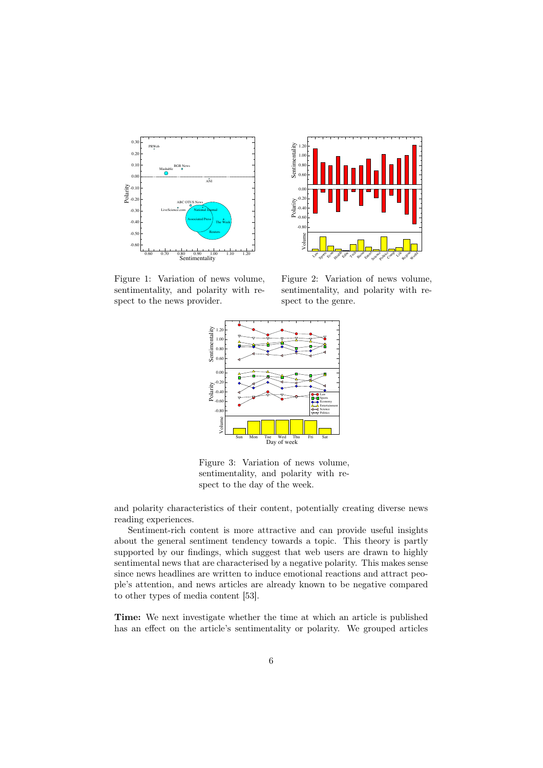Figure 1: Variation of news volume, sentimentality, and polarity with respect to the news provider.

Figure 2: Variation of news volume, sentimentality, and polarity with respect to the genre.

Figure 3: Variation of news volume, sentimentality, and polarity with respect to the day of the week.

and polarity characteristics of their content, potentially creating diverse news reading experiences.

Sentiment-rich content is more attractive and can provide useful insights about the general sentiment tendency towards a topic. This theory is partly supported by our findings, which suggest that web users are drawn to highly sentimental news that are characterised by a negative polarity. This makes sense since news headlines are written to induce emotional reactions and attract people's attention, and news articles are already known to be negative compared to other types of media content [53].

**Time:** We next investigate whether the time at which an article is published has an effect on the article's sentimentality or polarity. We grouped articles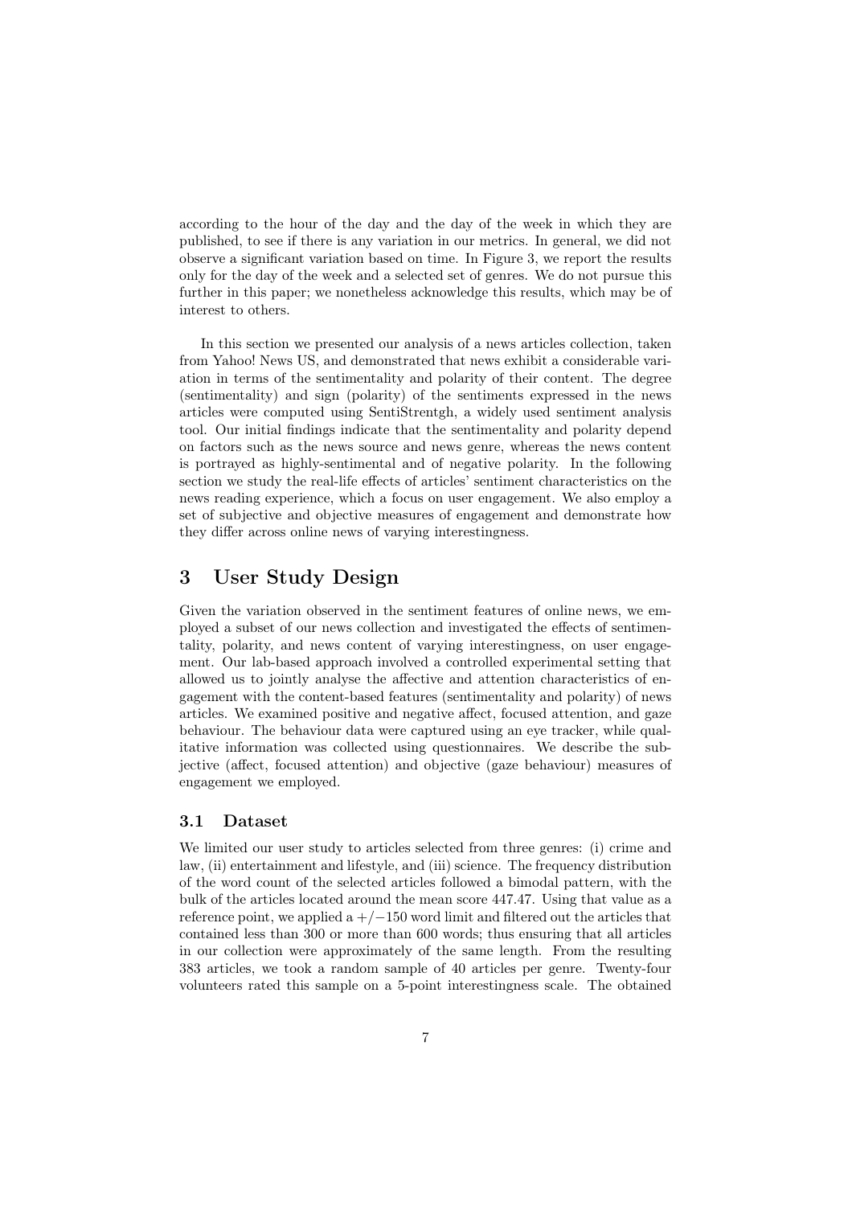according to the hour of the day and the day of the week in which they are published, to see if there is any variation in our metrics. In general, we did not observe a significant variation based on time. In Figure 3, we report the results only for the day of the week and a selected set of genres. We do not pursue this further in this paper; we nonetheless acknowledge this results, which may be of interest to others.

In this section we presented our analysis of a news articles collection, taken from Yahoo! News US, and demonstrated that news exhibit a considerable variation in terms of the sentimentality and polarity of their content. The degree (sentimentality) and sign (polarity) of the sentiments expressed in the news articles were computed using SentiStrentgh, a widely used sentiment analysis tool. Our initial findings indicate that the sentimentality and polarity depend on factors such as the news source and news genre, whereas the news content is portrayed as highly-sentimental and of negative polarity. In the following section we study the real-life effects of articles' sentiment characteristics on the news reading experience, which a focus on user engagement. We also employ a set of subjective and objective measures of engagement and demonstrate how they differ across online news of varying interestingness.

## 3 User Study Design

Given the variation observed in the sentiment features of online news, we employed a subset of our news collection and investigated the effects of sentimentality, polarity, and news content of varying interestingness, on user engagement. Our lab-based approach involved a controlled experimental setting that allowed us to jointly analyse the affective and attention characteristics of engagement with the content-based features (sentimentality and polarity) of news articles. We examined positive and negative affect, focused attention, and gaze behaviour. The behaviour data were captured using an eye tracker, while qualitative information was collected using questionnaires. We describe the subjective (affect, focused attention) and objective (gaze behaviour) measures of engagement we employed.

### 3.1 Dataset

We limited our user study to articles selected from three genres: (i) crime and law, (ii) entertainment and lifestyle, and (iii) science. The frequency distribution of the word count of the selected articles followed a bimodal pattern, with the bulk of the articles located around the mean score 447.47. Using that value as a reference point, we applied a $+/-150$ word limit and filtered out the articles that contained less than 300 or more than 600 words; thus ensuring that all articles in our collection were approximately of the same length. From the resulting 383 articles, we took a random sample of 40 articles per genre. Twenty-four volunteers rated this sample on a 5-point interestingness scale. The obtained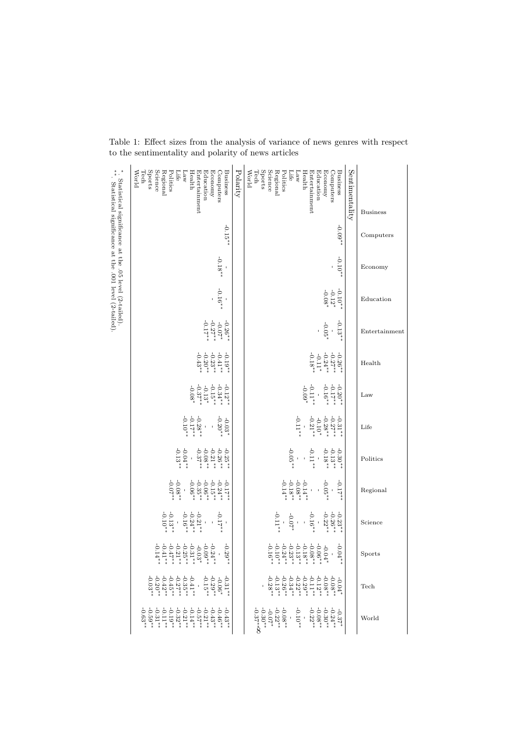Table 1: Effect sizes from the analysis of variance of news genres with respect to the sentimentality and polarity of news articles

| | Business | Computers | Economy | Education | Entertainment | Health | Law | Life | Politics | Regional | Science | Sports | Tech | World |
|---|---|---|---|---|---|---|---|---|---|---|---|---|---|---|
| **Sentimentality** | | | | | | | | | | | | | | |
| Business | | -0.09** | -0.10** | -0.10** | -0.13** | -0.26** | -0.20** | -0.31** | -0.30** | -0.17** | -0.23** | -0.04** | -0.04* | -0.37* |
| Computers | | | - | -0.12* | - | -0.27** | -0.17** | -0.27** | -0.13** | - | -0.26** | - | -0.08** | -0.24** |
| Economy | | | | -0.08* | -0.05* | -0.24** | -0.16** | -0.28** | -0.18** | -0.05** | -0.22** | -0.04* | -0.08** | -0.30** |
| Education | | | | | - | -0.11* | - | -0.10* | - | - | - | -0.06** | -0.12** | -0.08** |
| Entertainment | | | | | | -0.18** | -0.11** | -0.21** | -0.11** | -0.14** | -0.16** | -0.08** | -0.11** | -0.22** |
| Health | | | | | | | -0.09* | - | - | - | - | -0.18** | -0.29** | - |
| Law | | | | | | | | -0.11** | - | -0.08** | - | -0.13** | -0.22** | -0.10** |
| Life | | | | | | | | | -0.05** | -0.18** | -0.07* | -0.23** | -0.34** | - |
| Politics | | | | | | | | | | -0.14** | - | -0.24** | -0.26** | -0.08** |
| Regional | | | | | | | | | | | -0.11** | -0.10** | -0.13** | -0.22** |
| Science | | | | | | | | | | | | -0.16** | -0.28** | -0.07* |
| Sports | | | | | | | | | | | | | - | -0.30** |
| Tech | | | | | | | | | | | | | | -0.37** |
| World | | | | | | | | | | | | | | |
| **Polarity** | | | | | | | | | | | | | | |
| Business | | -0.15** | - | - | -0.26** | -0.19** | -0.12** | -0.03* | -0.25** | -0.17** | - | -0.29** | -0.31** | -0.43** |
| Computers | | | -0.18** | -0.16** | -0.07* | -0.41** | -0.34** | -0.20** | -0.26** | -0.24** | -0.17** | - | -0.06* | -0.46** |
| Economy | | | | - | -0.27** | -0.23** | -0.15** | - | -0.21** | -0.15** | - | -0.24** | -0.29** | -0.43** |
| Education | | | | | -0.17** | -0.20** | -0.13* | - | -0.08** | -0.06** | - | -0.09** | -0.15** | -0.21** |
| Entertainment | | | | | | -0.43** | -0.37** | -0.28** | -0.37** | -0.35** | -0.21** | -0.03* | - | -0.57** |
| Health | | | | | | | -0.08* | -0.17** | - | -0.06** | -0.24** | -0.31** | -0.41** | -0.14** |
| Law | | | | | | | | -0.10** | -0.04** | - | -0.16** | -0.25** | -0.35** | -0.21** |
| Life | | | | | | | | | -0.13** | -0.08** | - | -0.21** | -0.27** | -0.32** |
| Politics | | | | | | | | | | -0.07** | -0.13** | -0.47** | -0.45** | -0.19** |
| Regional | | | | | | | | | | | -0.10** | -0.41** | -0.42** | -0.11** |
| Science | | | | | | | | | | | | -0.14** | -0.20** | -0.31** |
| Sports | | | | | | | | | | | | | -0.03** | -0.59** |
| Tech | | | | | | | | | | | | | | -0.63** |
| World | | | | | | | | | | | | | | |

*. Statistical significance at the .05 level (2-tailed).
**. Statistical significance at the .001 level (2-tailed).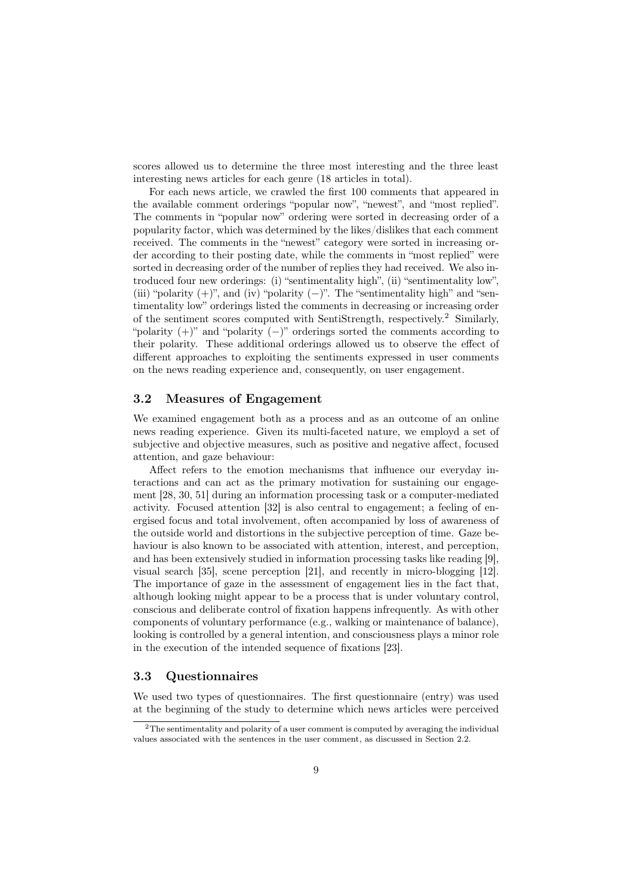scores allowed us to determine the three most interesting and the three least interesting news articles for each genre (18 articles in total).

For each news article, we crawled the first 100 comments that appeared in the available comment orderings "popular now", "newest", and "most replied". The comments in "popular now" ordering were sorted in decreasing order of a popularity factor, which was determined by the likes/dislikes that each comment received. The comments in the "newest" category were sorted in increasing order according to their posting date, while the comments in "most replied" were sorted in decreasing order of the number of replies they had received. We also introduced four new orderings: (i) "sentimentality high", (ii) "sentimentality low", (iii) "polarity (+)", and (iv) "polarity (−)". The "sentimentality high" and "sentimentality low" orderings listed the comments in decreasing or increasing order of the sentiment scores computed with SentiStrength, respectively.[2] Similarly, "polarity (+)" and "polarity (−)" orderings sorted the comments according to their polarity. These additional orderings allowed us to observe the effect of different approaches to exploiting the sentiments expressed in user comments on the news reading experience and, consequently, on user engagement.

### 3.2 Measures of Engagement

We examined engagement both as a process and as an outcome of an online news reading experience. Given its multi-faceted nature, we employd a set of subjective and objective measures, such as positive and negative affect, focused attention, and gaze behaviour:

Affect refers to the emotion mechanisms that influence our everyday interactions and can act as the primary motivation for sustaining our engagement [28, 30, 51] during an information processing task or a computer-mediated activity. Focused attention [32] is also central to engagement; a feeling of energised focus and total involvement, often accompanied by loss of awareness of the outside world and distortions in the subjective perception of time. Gaze behaviour is also known to be associated with attention, interest, and perception, and has been extensively studied in information processing tasks like reading [9], visual search [35], scene perception [21], and recently in micro-blogging [12]. The importance of gaze in the assessment of engagement lies in the fact that, although looking might appear to be a process that is under voluntary control, conscious and deliberate control of fixation happens infrequently. As with other components of voluntary performance (e.g., walking or maintenance of balance), looking is controlled by a general intention, and consciousness plays a minor role in the execution of the intended sequence of fixations [23].

### 3.3 Questionnaires

We used two types of questionnaires. The first questionnaire (entry) was used at the beginning of the study to determine which news articles were perceived

[2] The sentimentality and polarity of a user comment is computed by averaging the individual values associated with the sentences in the user comment, as discussed in Section 2.2.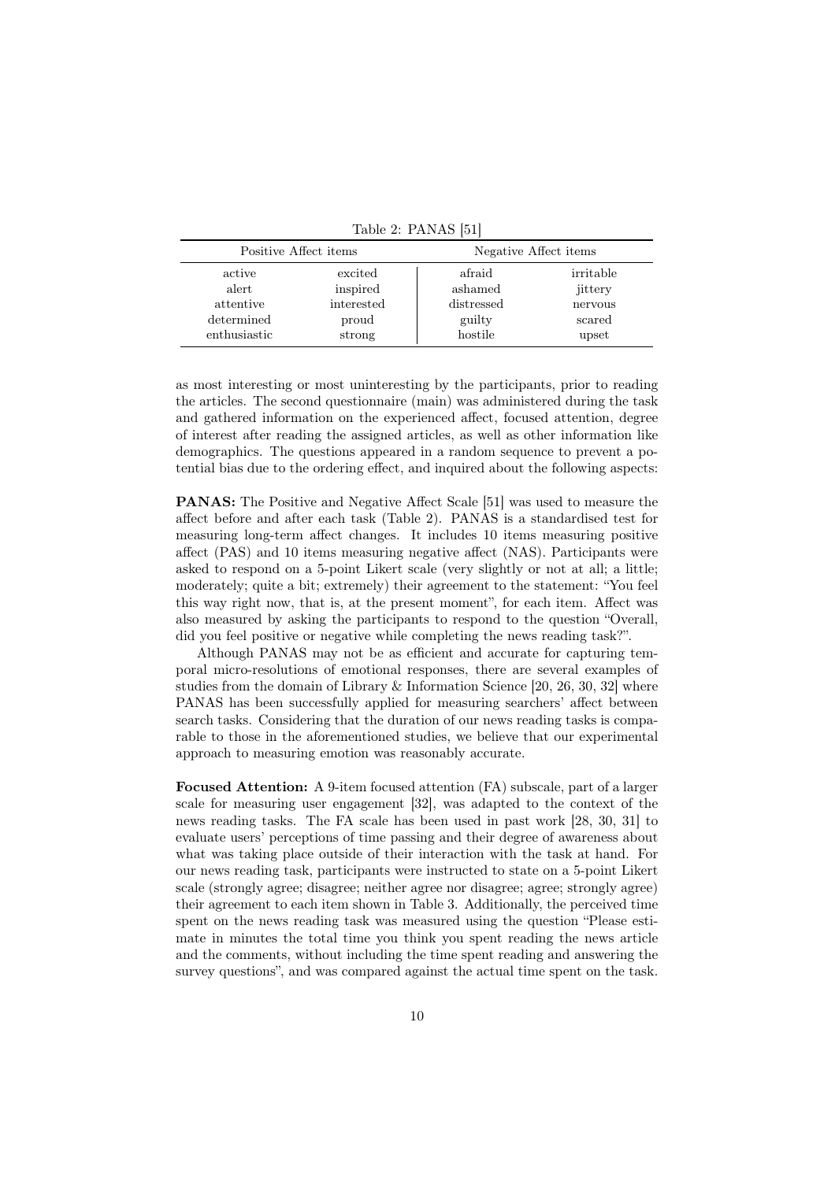Table 2: PANAS [51]

| Positive Affect items | | Negative Affect items | |
|---|---|---|---|
| active | excited | afraid | irritable |
| alert | inspired | ashamed | jittery |
| attentive | interested | distressed | nervous |
| determined | proud | guilty | scared |
| enthusiastic | strong | hostile | upset |

as most interesting or most uninteresting by the participants, prior to reading the articles. The second questionnaire (main) was administered during the task and gathered information on the experienced affect, focused attention, degree of interest after reading the assigned articles, as well as other information like demographics. The questions appeared in a random sequence to prevent a potential bias due to the ordering effect, and inquired about the following aspects:

**PANAS:** The Positive and Negative Affect Scale [51] was used to measure the affect before and after each task (Table 2). PANAS is a standardised test for measuring long-term affect changes. It includes 10 items measuring positive affect (PAS) and 10 items measuring negative affect (NAS). Participants were asked to respond on a 5-point Likert scale (very slightly or not at all; a little; moderately; quite a bit; extremely) their agreement to the statement: "You feel this way right now, that is, at the present moment", for each item. Affect was also measured by asking the participants to respond to the question "Overall, did you feel positive or negative while completing the news reading task?".

Although PANAS may not be as efficient and accurate for capturing temporal micro-resolutions of emotional responses, there are several examples of studies from the domain of Library & Information Science [20, 26, 30, 32] where PANAS has been successfully applied for measuring searchers' affect between search tasks. Considering that the duration of our news reading tasks is comparable to those in the aforementioned studies, we believe that our experimental approach to measuring emotion was reasonably accurate.

**Focused Attention:** A 9-item focused attention (FA) subscale, part of a larger scale for measuring user engagement [32], was adapted to the context of the news reading tasks. The FA scale has been used in past work [28, 30, 31] to evaluate users' perceptions of time passing and their degree of awareness about what was taking place outside of their interaction with the task at hand. For our news reading task, participants were instructed to state on a 5-point Likert scale (strongly agree; disagree; neither agree nor disagree; agree; strongly agree) their agreement to each item shown in Table 3. Additionally, the perceived time spent on the news reading task was measured using the question "Please estimate in minutes the total time you think you spent reading the news article and the comments, without including the time spent reading and answering the survey questions", and was compared against the actual time spent on the task.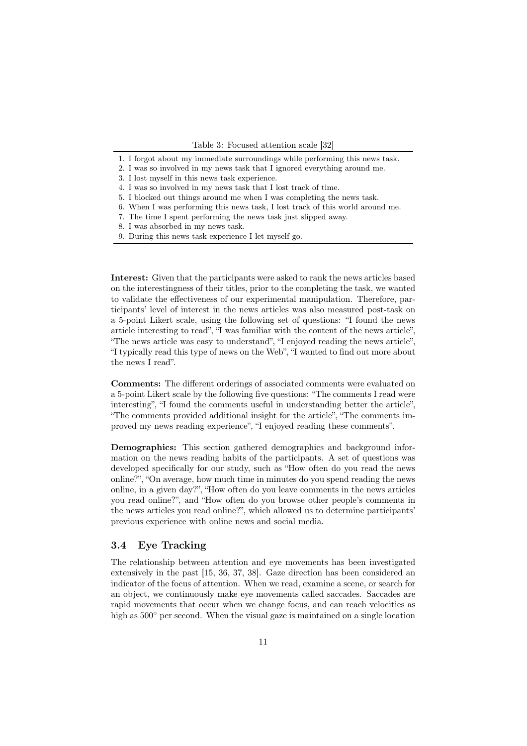Table 3: Focused attention scale [32]

1. I forgot about my immediate surroundings while performing this news task.
2. I was so involved in my news task that I ignored everything around me.
3. I lost myself in this news task experience.
4. I was so involved in my news task that I lost track of time.
5. I blocked out things around me when I was completing the news task.
6. When I was performing this news task, I lost track of this world around me.
7. The time I spent performing the news task just slipped away.
8. I was absorbed in my news task.
9. During this news task experience I let myself go.

**Interest:** Given that the participants were asked to rank the news articles based on the interestingness of their titles, prior to the completing the task, we wanted to validate the effectiveness of our experimental manipulation. Therefore, participants' level of interest in the news articles was also measured post-task on a 5-point Likert scale, using the following set of questions: "I found the news article interesting to read", "I was familiar with the content of the news article", "The news article was easy to understand", "I enjoyed reading the news article", "I typically read this type of news on the Web", "I wanted to find out more about the news I read".

**Comments:** The different orderings of associated comments were evaluated on a 5-point Likert scale by the following five questions: "The comments I read were interesting", "I found the comments useful in understanding better the article", "The comments provided additional insight for the article", "The comments improved my news reading experience", "I enjoyed reading these comments".

**Demographics:** This section gathered demographics and background information on the news reading habits of the participants. A set of questions was developed specifically for our study, such as "How often do you read the news online?", "On average, how much time in minutes do you spend reading the news online, in a given day?", "How often do you leave comments in the news articles you read online?", and "How often do you browse other people's comments in the news articles you read online?", which allowed us to determine participants' previous experience with online news and social media.

### 3.4 Eye Tracking

The relationship between attention and eye movements has been investigated extensively in the past [15, 36, 37, 38]. Gaze direction has been considered an indicator of the focus of attention. When we read, examine a scene, or search for an object, we continuously make eye movements called saccades. Saccades are rapid movements that occur when we change focus, and can reach velocities as high as $500^\circ$ per second. When the visual gaze is maintained on a single location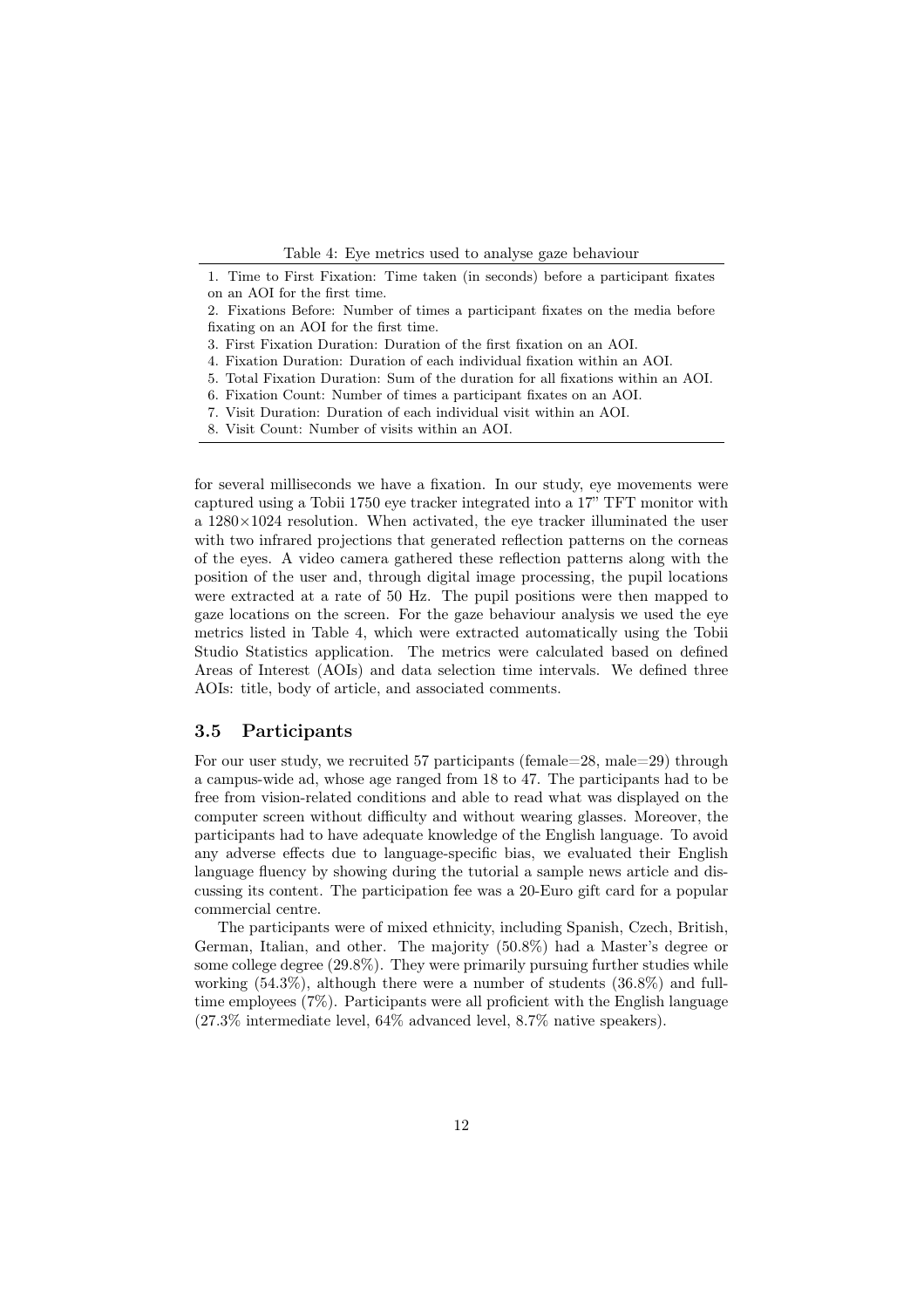Table 4: Eye metrics used to analyse gaze behaviour

1. Time to First Fixation: Time taken (in seconds) before a participant fixates on an AOI for the first time.
2. Fixations Before: Number of times a participant fixates on the media before fixating on an AOI for the first time.
3. First Fixation Duration: Duration of the first fixation on an AOI.
4. Fixation Duration: Duration of each individual fixation within an AOI.
5. Total Fixation Duration: Sum of the duration for all fixations within an AOI.
6. Fixation Count: Number of times a participant fixates on an AOI.
7. Visit Duration: Duration of each individual visit within an AOI.
8. Visit Count: Number of visits within an AOI.

for several milliseconds we have a fixation. In our study, eye movements were captured using a Tobii 1750 eye tracker integrated into a 17" TFT monitor with a 1280×1024 resolution. When activated, the eye tracker illuminated the user with two infrared projections that generated reflection patterns on the corneas of the eyes. A video camera gathered these reflection patterns along with the position of the user and, through digital image processing, the pupil locations were extracted at a rate of 50 Hz. The pupil positions were then mapped to gaze locations on the screen. For the gaze behaviour analysis we used the eye metrics listed in Table 4, which were extracted automatically using the Tobii Studio Statistics application. The metrics were calculated based on defined Areas of Interest (AOIs) and data selection time intervals. We defined three AOIs: title, body of article, and associated comments.

### 3.5 Participants

For our user study, we recruited 57 participants (female=28, male=29) through a campus-wide ad, whose age ranged from 18 to 47. The participants had to be free from vision-related conditions and able to read what was displayed on the computer screen without difficulty and without wearing glasses. Moreover, the participants had to have adequate knowledge of the English language. To avoid any adverse effects due to language-specific bias, we evaluated their English language fluency by showing during the tutorial a sample news article and discussing its content. The participation fee was a 20-Euro gift card for a popular commercial centre.

The participants were of mixed ethnicity, including Spanish, Czech, British, German, Italian, and other. The majority (50.8%) had a Master's degree or some college degree (29.8%). They were primarily pursuing further studies while working (54.3%), although there were a number of students (36.8%) and full-time employees (7%). Participants were all proficient with the English language (27.3% intermediate level, 64% advanced level, 8.7% native speakers).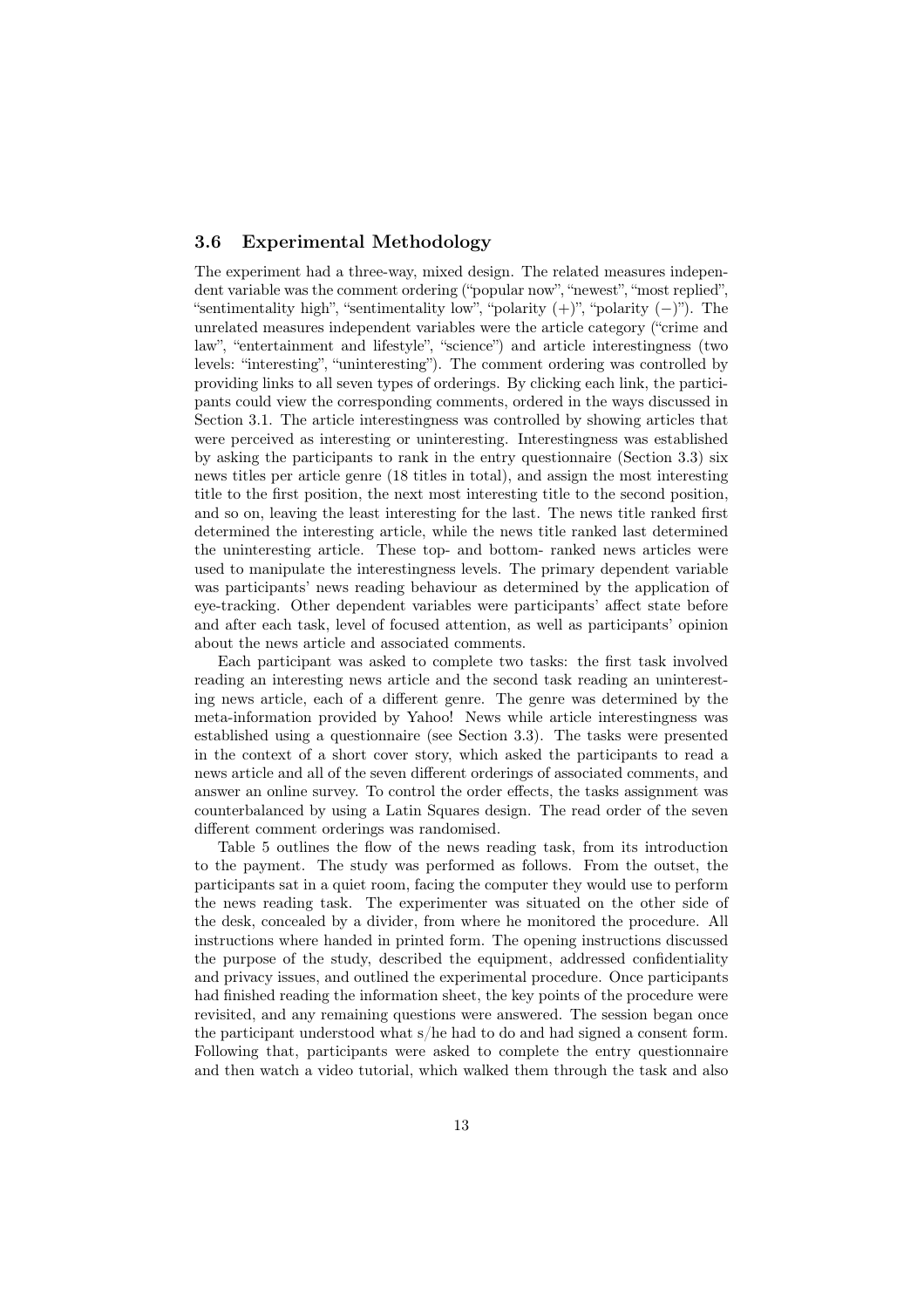### 3.6 Experimental Methodology

The experiment had a three-way, mixed design. The related measures independent variable was the comment ordering ("popular now", "newest", "most replied", "sentimentality high", "sentimentality low", "polarity (+)", "polarity (−)"). The unrelated measures independent variables were the article category ("crime and law", "entertainment and lifestyle", "science") and article interestingness (two levels: "interesting", "uninteresting"). The comment ordering was controlled by providing links to all seven types of orderings. By clicking each link, the participants could view the corresponding comments, ordered in the ways discussed in Section 3.1. The article interestingness was controlled by showing articles that were perceived as interesting or uninteresting. Interestingness was established by asking the participants to rank in the entry questionnaire (Section 3.3) six news titles per article genre (18 titles in total), and assign the most interesting title to the first position, the next most interesting title to the second position, and so on, leaving the least interesting for the last. The news title ranked first determined the interesting article, while the news title ranked last determined the uninteresting article. These top- and bottom- ranked news articles were used to manipulate the interestingness levels. The primary dependent variable was participants' news reading behaviour as determined by the application of eye-tracking. Other dependent variables were participants' affect state before and after each task, level of focused attention, as well as participants' opinion about the news article and associated comments.

Each participant was asked to complete two tasks: the first task involved reading an interesting news article and the second task reading an uninteresting news article, each of a different genre. The genre was determined by the meta-information provided by Yahoo! News while article interestingness was established using a questionnaire (see Section 3.3). The tasks were presented in the context of a short cover story, which asked the participants to read a news article and all of the seven different orderings of associated comments, and answer an online survey. To control the order effects, the tasks assignment was counterbalanced by using a Latin Squares design. The read order of the seven different comment orderings was randomised.

Table 5 outlines the flow of the news reading task, from its introduction to the payment. The study was performed as follows. From the outset, the participants sat in a quiet room, facing the computer they would use to perform the news reading task. The experimenter was situated on the other side of the desk, concealed by a divider, from where he monitored the procedure. All instructions where handed in printed form. The opening instructions discussed the purpose of the study, described the equipment, addressed confidentiality and privacy issues, and outlined the experimental procedure. Once participants had finished reading the information sheet, the key points of the procedure were revisited, and any remaining questions were answered. The session began once the participant understood what s/he had to do and had signed a consent form. Following that, participants were asked to complete the entry questionnaire and then watch a video tutorial, which walked them through the task and also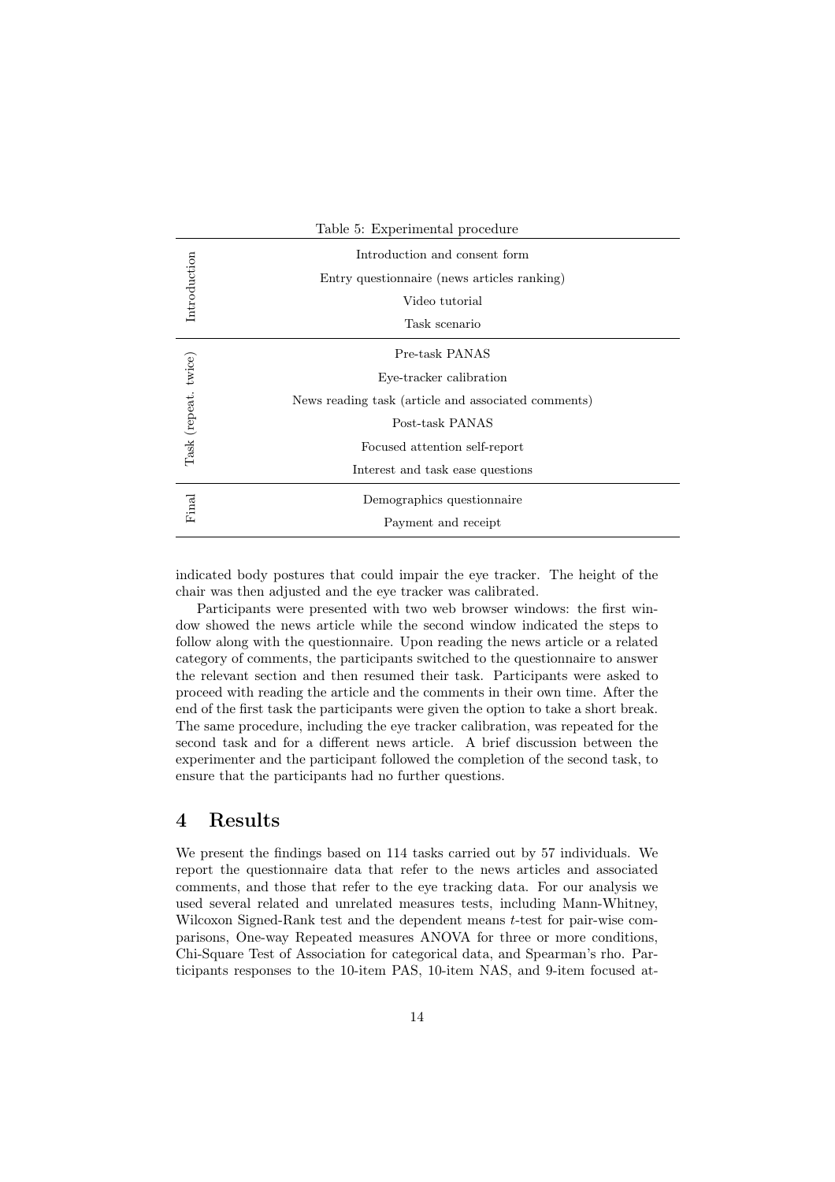Table 5: Experimental procedure

| | |
|---|---|
| Introduction | Introduction and consent form |
| | Entry questionnaire (news articles ranking) |
| | Video tutorial |
| | Task scenario |
| Task (repeat. twice) | Pre-task PANAS |
| | Eye-tracker calibration |
| | News reading task (article and associated comments) |
| | Post-task PANAS |
| | Focused attention self-report |
| | Interest and task ease questions |
| Final | Demographics questionnaire |
| | Payment and receipt |

indicated body postures that could impair the eye tracker. The height of the chair was then adjusted and the eye tracker was calibrated.

Participants were presented with two web browser windows: the first window showed the news article while the second window indicated the steps to follow along with the questionnaire. Upon reading the news article or a related category of comments, the participants switched to the questionnaire to answer the relevant section and then resumed their task. Participants were asked to proceed with reading the article and the comments in their own time. After the end of the first task the participants were given the option to take a short break. The same procedure, including the eye tracker calibration, was repeated for the second task and for a different news article. A brief discussion between the experimenter and the participant followed the completion of the second task, to ensure that the participants had no further questions.

## 4 Results

We present the findings based on 114 tasks carried out by 57 individuals. We report the questionnaire data that refer to the news articles and associated comments, and those that refer to the eye tracking data. For our analysis we used several related and unrelated measures tests, including Mann-Whitney, Wilcoxon Signed-Rank test and the dependent means $t$-test for pair-wise comparisons, One-way Repeated measures ANOVA for three or more conditions, Chi-Square Test of Association for categorical data, and Spearman's rho. Participants responses to the 10-item PAS, 10-item NAS, and 9-item focused at-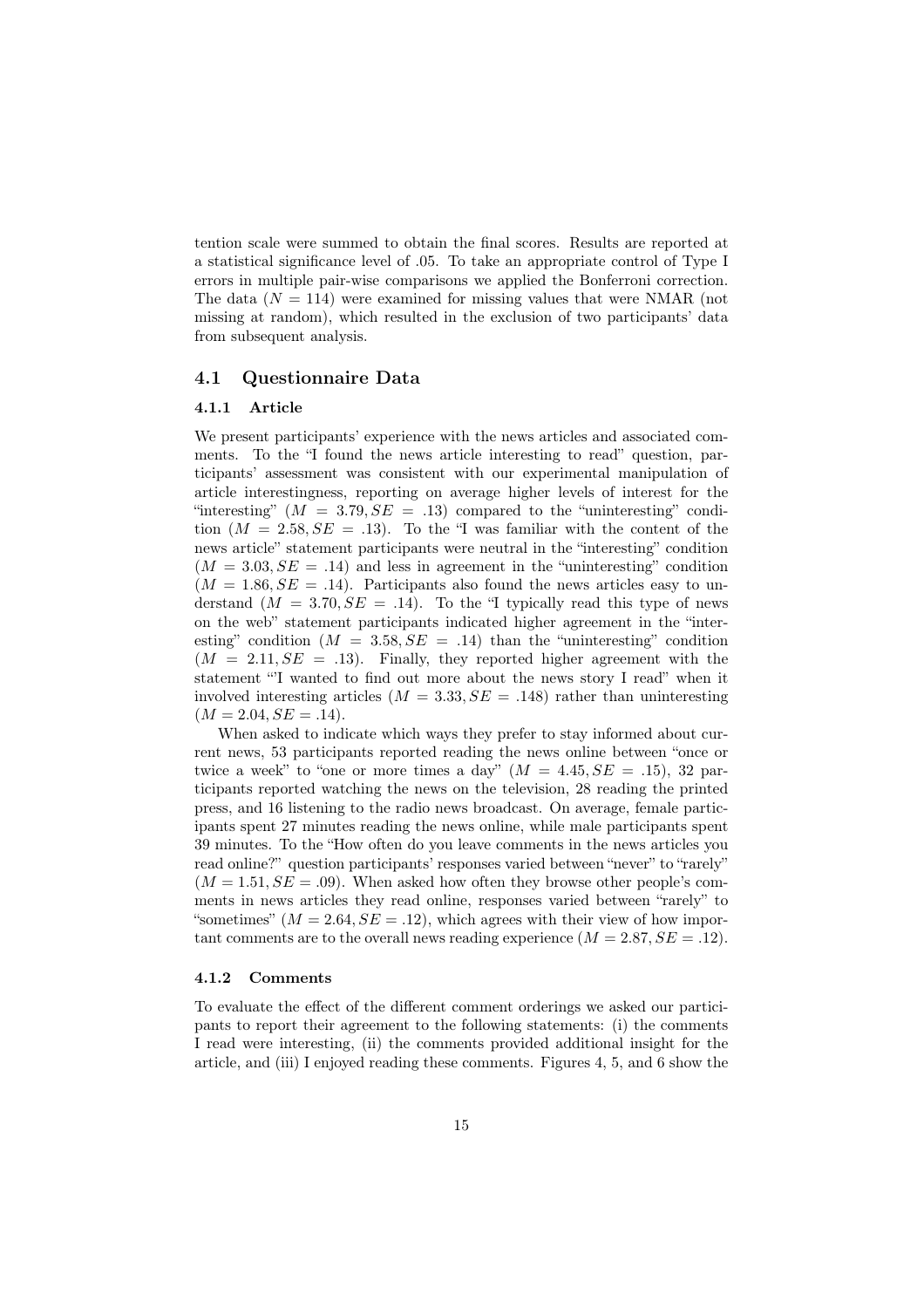tention scale were summed to obtain the final scores. Results are reported at a statistical significance level of .05. To take an appropriate control of Type I errors in multiple pair-wise comparisons we applied the Bonferroni correction. The data ($N = 114$) were examined for missing values that were NMAR (not missing at random), which resulted in the exclusion of two participants' data from subsequent analysis.

## 4.1 Questionnaire Data

### 4.1.1 Article

We present participants' experience with the news articles and associated comments. To the "I found the news article interesting to read" question, participants' assessment was consistent with our experimental manipulation of article interestingness, reporting on average higher levels of interest for the "interesting" ($M = 3.79, SE = .13$) compared to the "uninteresting" condition ($M = 2.58, SE = .13$). To the "I was familiar with the content of the news article" statement participants were neutral in the "interesting" condition ($M = 3.03, SE = .14$) and less in agreement in the "uninteresting" condition ($M = 1.86, SE = .14$). Participants also found the news articles easy to understand ($M = 3.70, SE = .14$). To the "I typically read this type of news on the web" statement participants indicated higher agreement in the "interesting" condition ($M = 3.58, SE = .14$) than the "uninteresting" condition ($M = 2.11, SE = .13$). Finally, they reported higher agreement with the statement "'I wanted to find out more about the news story I read" when it involved interesting articles ($M = 3.33, SE = .148$) rather than uninteresting ($M = 2.04, SE = .14$).

When asked to indicate which ways they prefer to stay informed about current news, 53 participants reported reading the news online between "once or twice a week" to "one or more times a day" ($M = 4.45, SE = .15$), 32 participants reported watching the news on the television, 28 reading the printed press, and 16 listening to the radio news broadcast. On average, female participants spent 27 minutes reading the news online, while male participants spent 39 minutes. To the "How often do you leave comments in the news articles you read online?" question participants' responses varied between "never" to "rarely" ($M = 1.51, SE = .09$). When asked how often they browse other people's comments in news articles they read online, responses varied between "rarely" to "sometimes" ($M = 2.64, SE = .12$), which agrees with their view of how important comments are to the overall news reading experience ($M = 2.87, SE = .12$).

### 4.1.2 Comments

To evaluate the effect of the different comment orderings we asked our participants to report their agreement to the following statements: (i) the comments I read were interesting, (ii) the comments provided additional insight for the article, and (iii) I enjoyed reading these comments. Figures 4, 5, and 6 show the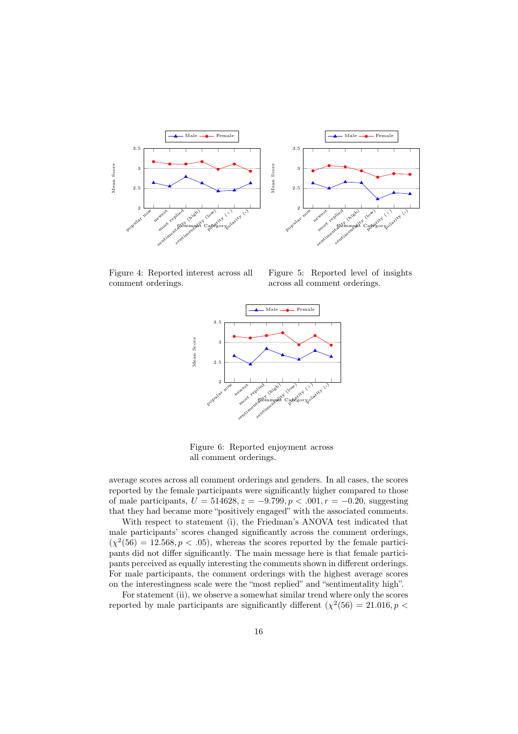Figure 4: Reported interest across all comment orderings.

Figure 5: Reported level of insights across all comment orderings.

Figure 6: Reported enjoyment across all comment orderings.

average scores across all comment orderings and genders. In all cases, the scores reported by the female participants were significantly higher compared to those of male participants, $U = 514628, z = -9.799, p < .001, r = -0.20$, suggesting that they had became more "positively engaged" with the associated comments.

With respect to statement (i), the Friedman's ANOVA test indicated that male participants' scores changed significantly across the comment orderings, $(\chi^2(56) = 12.568, p < .05)$, whereas the scores reported by the female participants did not differ significantly. The main message here is that female participants perceived as equally interesting the comments shown in different orderings. For male participants, the comment orderings with the highest average scores on the interestingness scale were the "most replied" and "sentimentality high".

For statement (ii), we observe a somewhat similar trend where only the scores reported by male participants are significantly different ($\chi^2(56) = 21.016, p <$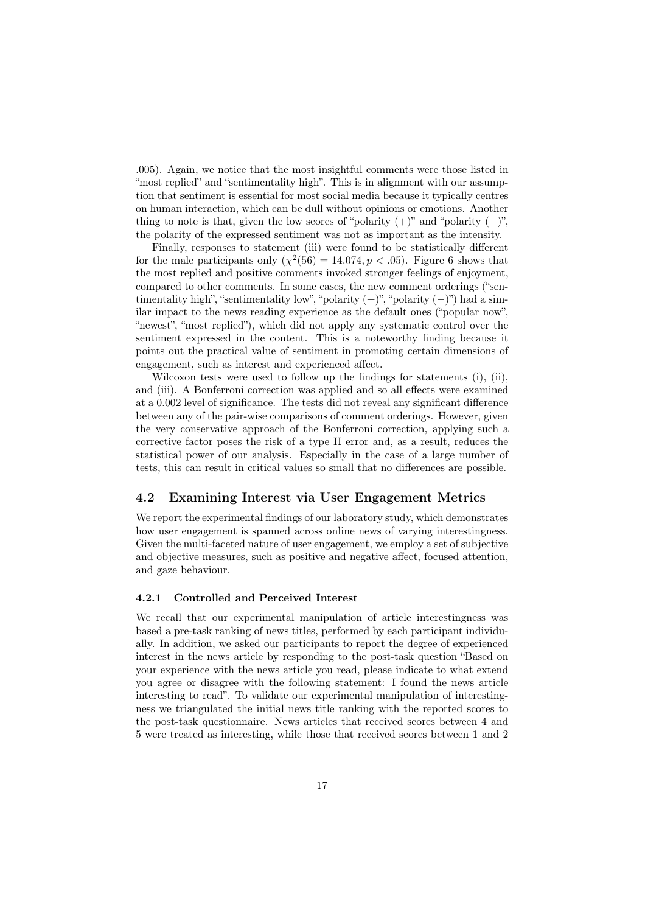.005). Again, we notice that the most insightful comments were those listed in "most replied" and "sentimentality high". This is in alignment with our assumption that sentiment is essential for most social media because it typically centres on human interaction, which can be dull without opinions or emotions. Another thing to note is that, given the low scores of "polarity (+)" and "polarity (−)", the polarity of the expressed sentiment was not as important as the intensity.

Finally, responses to statement (iii) were found to be statistically different for the male participants only ($\chi^2(56) = 14.074, p < .05$). Figure 6 shows that the most replied and positive comments invoked stronger feelings of enjoyment, compared to other comments. In some cases, the new comment orderings ("sentimentality high", "sentimentality low", "polarity (+)", "polarity (−)") had a similar impact to the news reading experience as the default ones ("popular now", "newest", "most replied"), which did not apply any systematic control over the sentiment expressed in the content. This is a noteworthy finding because it points out the practical value of sentiment in promoting certain dimensions of engagement, such as interest and experienced affect.

Wilcoxon tests were used to follow up the findings for statements (i), (ii), and (iii). A Bonferroni correction was applied and so all effects were examined at a 0.002 level of significance. The tests did not reveal any significant difference between any of the pair-wise comparisons of comment orderings. However, given the very conservative approach of the Bonferroni correction, applying such a corrective factor poses the risk of a type II error and, as a result, reduces the statistical power of our analysis. Especially in the case of a large number of tests, this can result in critical values so small that no differences are possible.

### 4.2 Examining Interest via User Engagement Metrics

We report the experimental findings of our laboratory study, which demonstrates how user engagement is spanned across online news of varying interestingness. Given the multi-faceted nature of user engagement, we employ a set of subjective and objective measures, such as positive and negative affect, focused attention, and gaze behaviour.

#### 4.2.1 Controlled and Perceived Interest

We recall that our experimental manipulation of article interestingness was based a pre-task ranking of news titles, performed by each participant individually. In addition, we asked our participants to report the degree of experienced interest in the news article by responding to the post-task question "Based on your experience with the news article you read, please indicate to what extend you agree or disagree with the following statement: I found the news article interesting to read". To validate our experimental manipulation of interestingness we triangulated the initial news title ranking with the reported scores to the post-task questionnaire. News articles that received scores between 4 and 5 were treated as interesting, while those that received scores between 1 and 2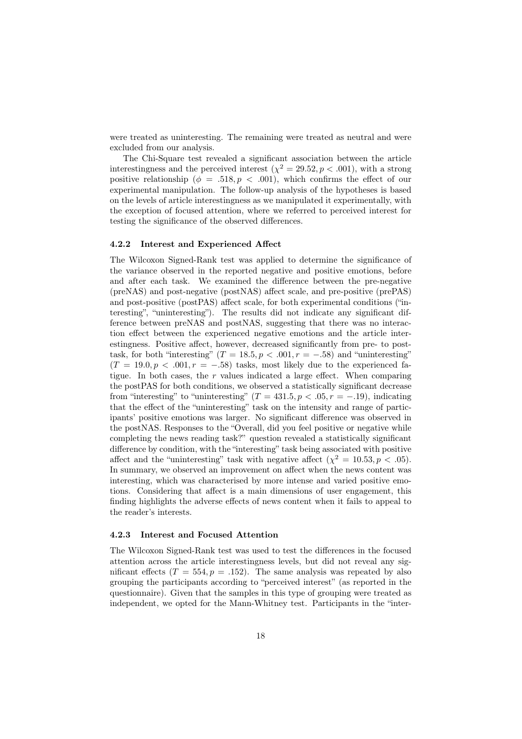were treated as uninteresting. The remaining were treated as neutral and were excluded from our analysis.

The Chi-Square test revealed a significant association between the article interestingness and the perceived interest ($\chi^2 = 29.52, p < .001$), with a strong positive relationship ($\phi = .518, p < .001$), which confirms the effect of our experimental manipulation. The follow-up analysis of the hypotheses is based on the levels of article interestingness as we manipulated it experimentally, with the exception of focused attention, where we referred to perceived interest for testing the significance of the observed differences.

### 4.2.2 Interest and Experienced Affect

The Wilcoxon Signed-Rank test was applied to determine the significance of the variance observed in the reported negative and positive emotions, before and after each task. We examined the difference between the pre-negative (preNAS) and post-negative (postNAS) affect scale, and pre-positive (prePAS) and post-positive (postPAS) affect scale, for both experimental conditions ("interesting", "uninteresting"). The results did not indicate any significant difference between preNAS and postNAS, suggesting that there was no interaction effect between the experienced negative emotions and the article interestingness. Positive affect, however, decreased significantly from pre- to post-task, for both "interesting" ($T = 18.5, p < .001, r = -.58$) and "uninteresting" ($T = 19.0, p < .001, r = -.58$) tasks, most likely due to the experienced fatigue. In both cases, the $r$ values indicated a large effect. When comparing the postPAS for both conditions, we observed a statistically significant decrease from "interesting" to "uninteresting" ($T = 431.5, p < .05, r = -.19$), indicating that the effect of the "uninteresting" task on the intensity and range of participants' positive emotions was larger. No significant difference was observed in the postNAS. Responses to the "Overall, did you feel positive or negative while completing the news reading task?" question revealed a statistically significant difference by condition, with the "interesting" task being associated with positive affect and the "uninteresting" task with negative affect ($\chi^2 = 10.53, p < .05$). In summary, we observed an improvement on affect when the news content was interesting, which was characterised by more intense and varied positive emotions. Considering that affect is a main dimensions of user engagement, this finding highlights the adverse effects of news content when it fails to appeal to the reader's interests.

### 4.2.3 Interest and Focused Attention

The Wilcoxon Signed-Rank test was used to test the differences in the focused attention across the article interestingness levels, but did not reveal any significant effects ($T = 554, p = .152$). The same analysis was repeated by also grouping the participants according to "perceived interest" (as reported in the questionnaire). Given that the samples in this type of grouping were treated as independent, we opted for the Mann-Whitney test. Participants in the "inter-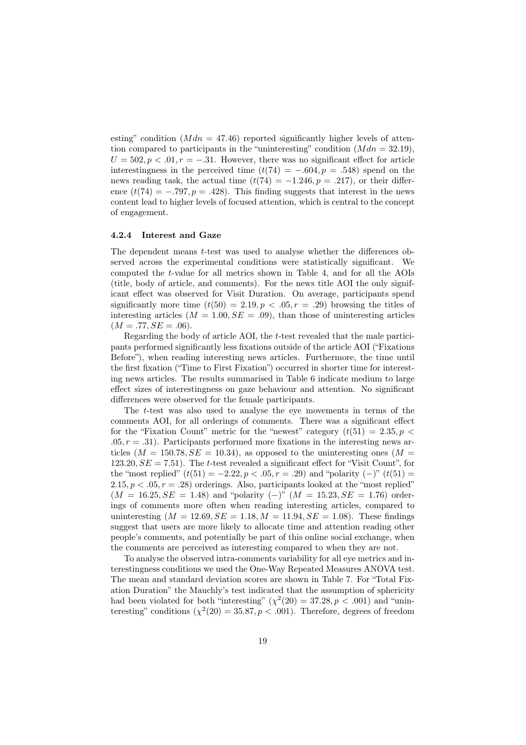esting" condition ($Mdn = 47.46$) reported significantly higher levels of attention compared to participants in the "uninteresting" condition ($Mdn = 32.19$), $U = 502, p < .01, r = -.31$. However, there was no significant effect for article interestingness in the perceived time ($t(74) = -.604, p = .548$) spend on the news reading task, the actual time ($t(74) = -1.246, p = .217$), or their difference ($t(74) = -.797, p = .428$). This finding suggests that interest in the news content lead to higher levels of focused attention, which is central to the concept of engagement.

#### 4.2.4 Interest and Gaze

The dependent means $t$-test was used to analyse whether the differences observed across the experimental conditions were statistically significant. We computed the $t$-value for all metrics shown in Table 4, and for all the AOIs (title, body of article, and comments). For the news title AOI the only significant effect was observed for Visit Duration. On average, participants spend significantly more time ($t(50) = 2.19, p < .05, r = .29$) browsing the titles of interesting articles ($M = 1.00, SE = .09$), than those of uninteresting articles ($M = .77, SE = .06$).

Regarding the body of article AOI, the $t$-test revealed that the male participants performed significantly less fixations outside of the article AOI ("Fixations Before"), when reading interesting news articles. Furthermore, the time until the first fixation ("Time to First Fixation") occurred in shorter time for interesting news articles. The results summarised in Table 6 indicate medium to large effect sizes of interestingness on gaze behaviour and attention. No significant differences were observed for the female participants.

The $t$-test was also used to analyse the eye movements in terms of the comments AOI, for all orderings of comments. There was a significant effect for the "Fixation Count" metric for the "newest" category ($t(51) = 2.35, p < .05, r = .31$). Participants performed more fixations in the interesting news articles ($M = 150.78, SE = 10.34$), as opposed to the uninteresting ones ($M = 123.20, SE = 7.51$). The $t$-test revealed a significant effect for "Visit Count", for the "most replied" ($t(51) = -2.22, p < .05, r = .29$) and "polarity $(-)$" ($t(51) = 2.15, p < .05, r = .28$) orderings. Also, participants looked at the "most replied" ($M = 16.25, SE = 1.48$) and "polarity $(-)$" ($M = 15.23, SE = 1.76$) orderings of comments more often when reading interesting articles, compared to uninteresting ($M = 12.69, SE = 1.18, M = 11.94, SE = 1.08$). These findings suggest that users are more likely to allocate time and attention reading other people's comments, and potentially be part of this online social exchange, when the comments are perceived as interesting compared to when they are not.

To analyse the observed intra-comments variability for all eye metrics and interestingness conditions we used the One-Way Repeated Measures ANOVA test. The mean and standard deviation scores are shown in Table 7. For "Total Fixation Duration" the Mauchly's test indicated that the assumption of sphericity had been violated for both "interesting" ($\chi^2(20) = 37.28, p < .001$) and "uninteresting" conditions ($\chi^2(20) = 35.87, p < .001$). Therefore, degrees of freedom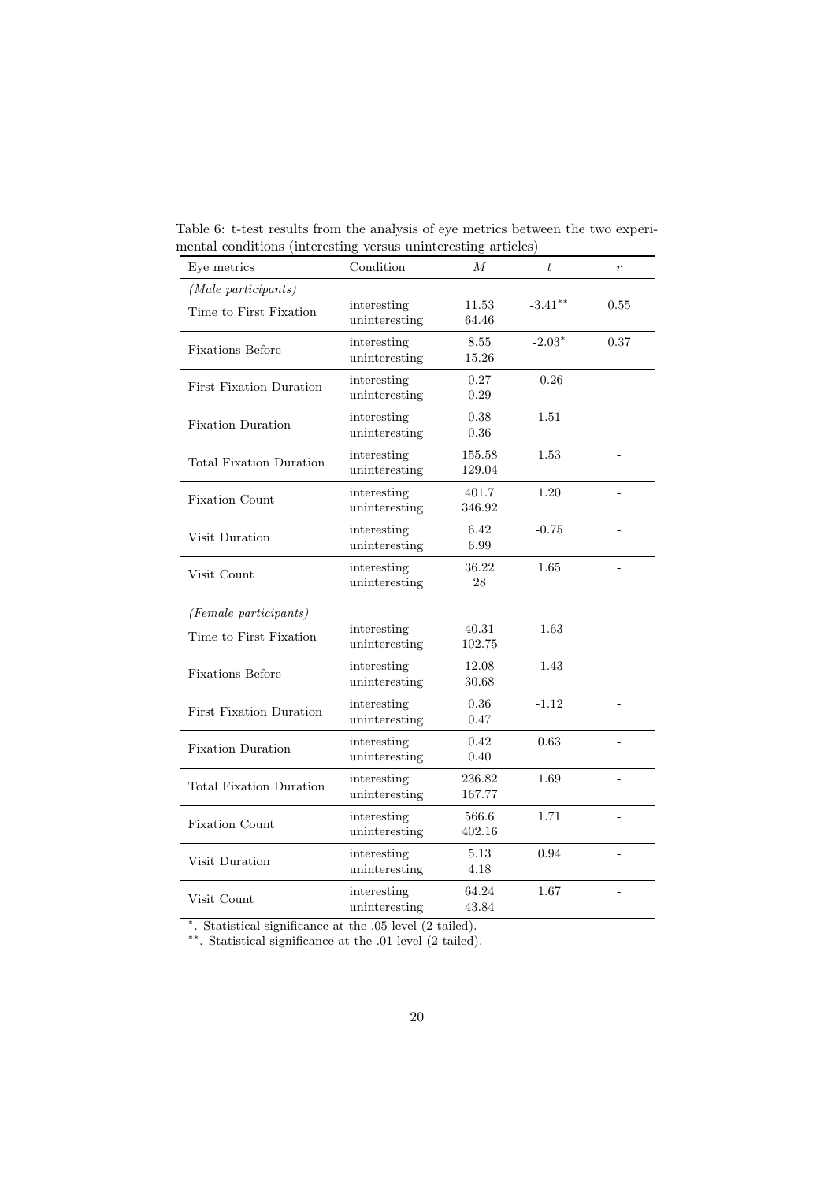Table 6: t-test results from the analysis of eye metrics between the two experimental conditions (interesting versus uninteresting articles)

| Eye metrics | Condition | $M$ | $t$ | $r$ |
|---|---|---|---|---|
| *(Male participants)* | | | | |
| Time to First Fixation | interesting | 11.53 | -3.41** | 0.55 |
| | uninteresting | 64.46 | | |
| Fixations Before | interesting | 8.55 | -2.03* | 0.37 |
| | uninteresting | 15.26 | | |
| First Fixation Duration | interesting | 0.27 | -0.26 | - |
| | uninteresting | 0.29 | | |
| Fixation Duration | interesting | 0.38 | 1.51 | - |
| | uninteresting | 0.36 | | |
| Total Fixation Duration | interesting | 155.58 | 1.53 | - |
| | uninteresting | 129.04 | | |
| Fixation Count | interesting | 401.7 | 1.20 | - |
| | uninteresting | 346.92 | | |
| Visit Duration | interesting | 6.42 | -0.75 | - |
| | uninteresting | 6.99 | | |
| Visit Count | interesting | 36.22 | 1.65 | - |
| | uninteresting | 28 | | |
| *(Female participants)* | | | | |
| Time to First Fixation | interesting | 40.31 | -1.63 | - |
| | uninteresting | 102.75 | | |
| Fixations Before | interesting | 12.08 | -1.43 | - |
| | uninteresting | 30.68 | | |
| First Fixation Duration | interesting | 0.36 | -1.12 | - |
| | uninteresting | 0.47 | | |
| Fixation Duration | interesting | 0.42 | 0.63 | - |
| | uninteresting | 0.40 | | |
| Total Fixation Duration | interesting | 236.82 | 1.69 | - |
| | uninteresting | 167.77 | | |
| Fixation Count | interesting | 566.6 | 1.71 | - |
| | uninteresting | 402.16 | | |
| Visit Duration | interesting | 5.13 | 0.94 | - |
| | uninteresting | 4.18 | | |
| Visit Count | interesting | 64.24 | 1.67 | - |
| | uninteresting | 43.84 | | |

*. Statistical significance at the .05 level (2-tailed).
**. Statistical significance at the .01 level (2-tailed).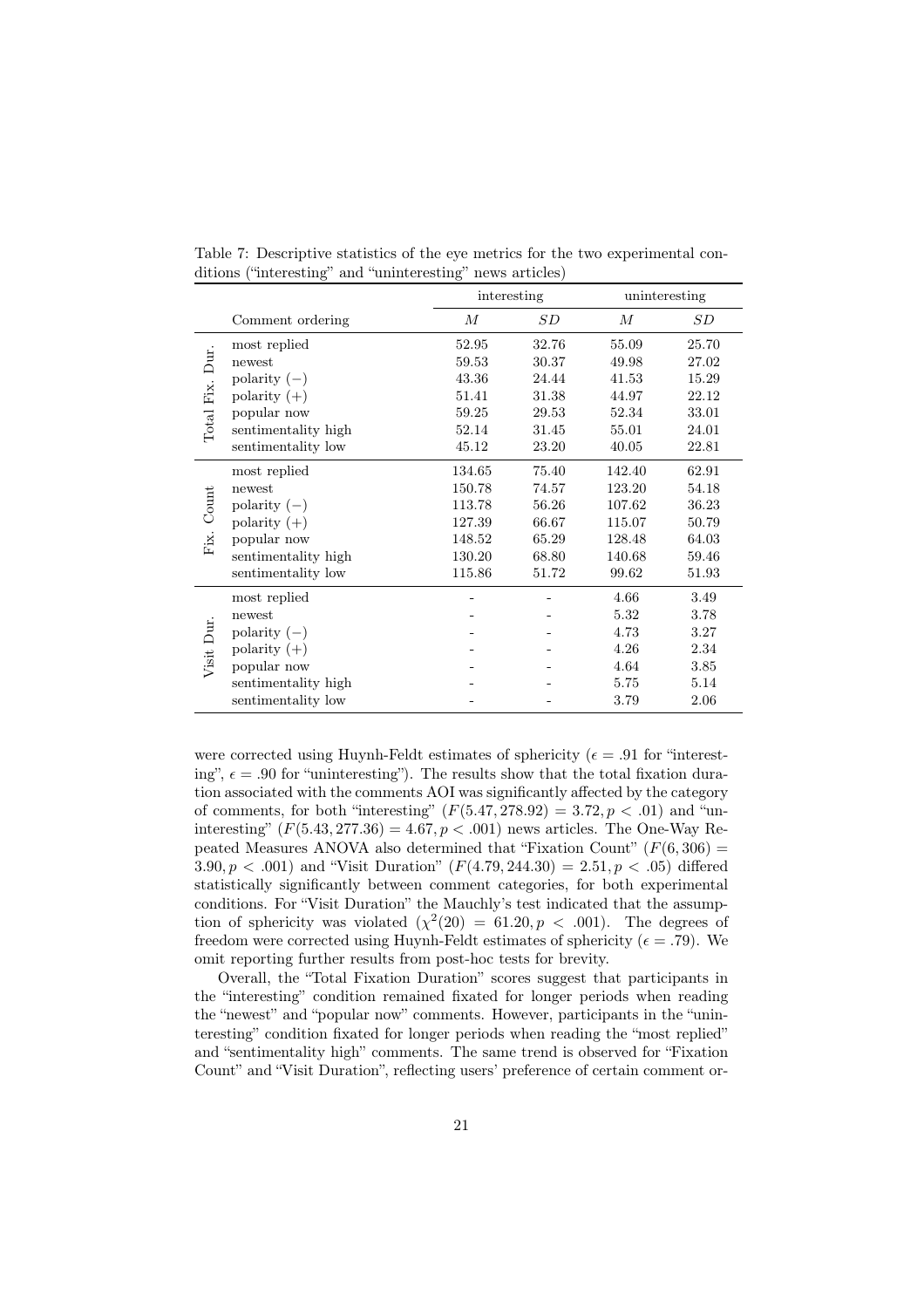Table 7: Descriptive statistics of the eye metrics for the two experimental conditions ("interesting" and "uninteresting" news articles)

| | | interesting | | uninteresting | |
|---|---|---|---|---|---|
| | Comment ordering | $M$ | $SD$ | $M$ | $SD$ |
| Total Fix. Dur. | most replied | 52.95 | 32.76 | 55.09 | 25.70 |
| | newest | 59.53 | 30.37 | 49.98 | 27.02 |
| | polarity (−) | 43.36 | 24.44 | 41.53 | 15.29 |
| | polarity (+) | 51.41 | 31.38 | 44.97 | 22.12 |
| | popular now | 59.25 | 29.53 | 52.34 | 33.01 |
| | sentimentality high | 52.14 | 31.45 | 55.01 | 24.01 |
| | sentimentality low | 45.12 | 23.20 | 40.05 | 22.81 |
| Fix. Count | most replied | 134.65 | 75.40 | 142.40 | 62.91 |
| | newest | 150.78 | 74.57 | 123.20 | 54.18 |
| | polarity (−) | 113.78 | 56.26 | 107.62 | 36.23 |
| | polarity (+) | 127.39 | 66.67 | 115.07 | 50.79 |
| | popular now | 148.52 | 65.29 | 128.48 | 64.03 |
| | sentimentality high | 130.20 | 68.80 | 140.68 | 59.46 |
| | sentimentality low | 115.86 | 51.72 | 99.62 | 51.93 |
| Visit Dur. | most replied | - | - | 4.66 | 3.49 |
| | newest | - | - | 5.32 | 3.78 |
| | polarity (−) | - | - | 4.73 | 3.27 |
| | polarity (+) | - | - | 4.26 | 2.34 |
| | popular now | - | - | 4.64 | 3.85 |
| | sentimentality high | - | - | 5.75 | 5.14 |
| | sentimentality low | - | - | 3.79 | 2.06 |

were corrected using Huynh-Feldt estimates of sphericity ($\epsilon = .91$ for "interesting", $\epsilon = .90$ for "uninteresting"). The results show that the total fixation duration associated with the comments AOI was significantly affected by the category of comments, for both "interesting" ($F(5.47, 278.92) = 3.72, p < .01$) and "uninteresting" ($F(5.43, 277.36) = 4.67, p < .001$) news articles. The One-Way Repeated Measures ANOVA also determined that "Fixation Count" ($F(6, 306) = 3.90, p < .001$) and "Visit Duration" ($F(4.79, 244.30) = 2.51, p < .05$) differed statistically significantly between comment categories, for both experimental conditions. For "Visit Duration" the Mauchly's test indicated that the assumption of sphericity was violated ($\chi^2(20) = 61.20, p < .001$). The degrees of freedom were corrected using Huynh-Feldt estimates of sphericity ($\epsilon = .79$). We omit reporting further results from post-hoc tests for brevity.

Overall, the "Total Fixation Duration" scores suggest that participants in the "interesting" condition remained fixated for longer periods when reading the "newest" and "popular now" comments. However, participants in the "uninteresting" condition fixated for longer periods when reading the "most replied" and "sentimentality high" comments. The same trend is observed for "Fixation Count" and "Visit Duration", reflecting users' preference of certain comment or-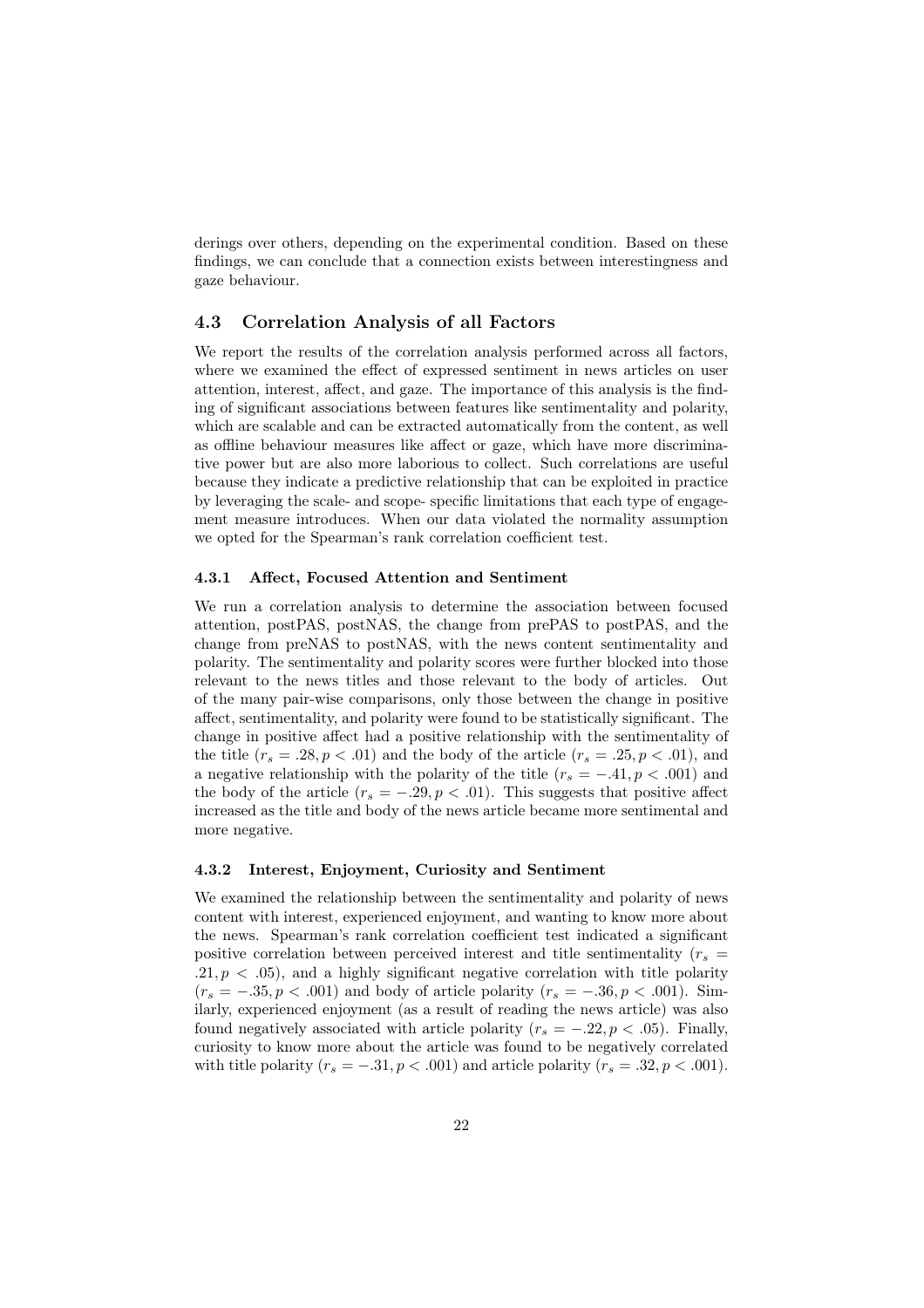derings over others, depending on the experimental condition. Based on these findings, we can conclude that a connection exists between interestingness and gaze behaviour.

## 4.3 Correlation Analysis of all Factors

We report the results of the correlation analysis performed across all factors, where we examined the effect of expressed sentiment in news articles on user attention, interest, affect, and gaze. The importance of this analysis is the finding of significant associations between features like sentimentality and polarity, which are scalable and can be extracted automatically from the content, as well as offline behaviour measures like affect or gaze, which have more discriminative power but are also more laborious to collect. Such correlations are useful because they indicate a predictive relationship that can be exploited in practice by leveraging the scale- and scope- specific limitations that each type of engagement measure introduces. When our data violated the normality assumption we opted for the Spearman's rank correlation coefficient test.

### 4.3.1 Affect, Focused Attention and Sentiment

We run a correlation analysis to determine the association between focused attention, postPAS, postNAS, the change from prePAS to postPAS, and the change from preNAS to postNAS, with the news content sentimentality and polarity. The sentimentality and polarity scores were further blocked into those relevant to the news titles and those relevant to the body of articles. Out of the many pair-wise comparisons, only those between the change in positive affect, sentimentality, and polarity were found to be statistically significant. The change in positive affect had a positive relationship with the sentimentality of the title ($r_s = .28, p < .01$) and the body of the article ($r_s = .25, p < .01$), and a negative relationship with the polarity of the title ($r_s = -.41, p < .001$) and the body of the article ($r_s = -.29, p < .01$). This suggests that positive affect increased as the title and body of the news article became more sentimental and more negative.

### 4.3.2 Interest, Enjoyment, Curiosity and Sentiment

We examined the relationship between the sentimentality and polarity of news content with interest, experienced enjoyment, and wanting to know more about the news. Spearman's rank correlation coefficient test indicated a significant positive correlation between perceived interest and title sentimentality ($r_s = .21, p < .05$), and a highly significant negative correlation with title polarity ($r_s = -.35, p < .001$) and body of article polarity ($r_s = -.36, p < .001$). Similarly, experienced enjoyment (as a result of reading the news article) was also found negatively associated with article polarity ($r_s = -.22, p < .05$). Finally, curiosity to know more about the article was found to be negatively correlated with title polarity ($r_s = -.31, p < .001$) and article polarity ($r_s = .32, p < .001$).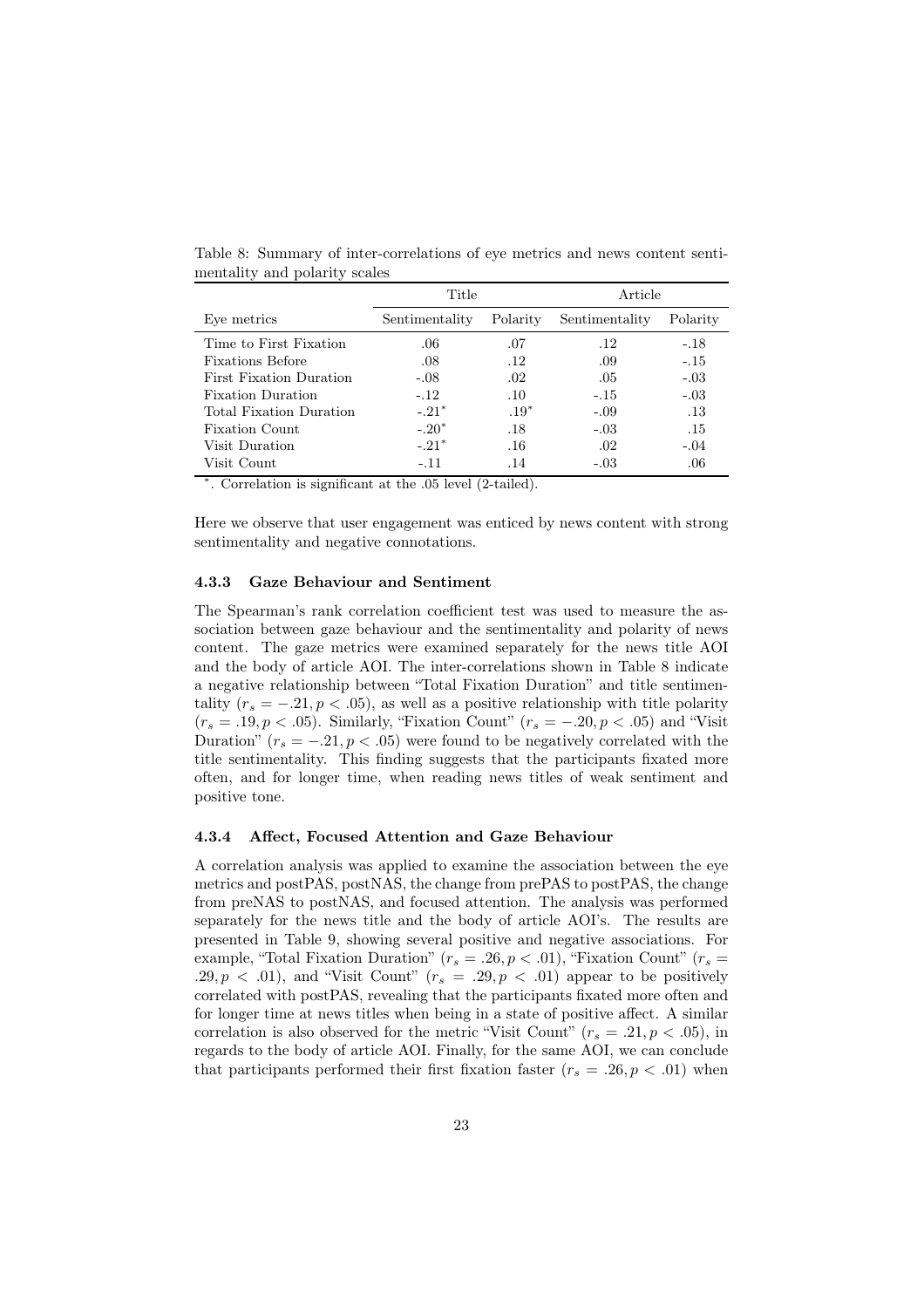Table 8: Summary of inter-correlations of eye metrics and news content sentimentality and polarity scales

| | Title | | Article | |
|---|---|---|---|---|
| Eye metrics | Sentimentality | Polarity | Sentimentality | Polarity |
| Time to First Fixation | .06 | .07 | .12 | -.18 |
| Fixations Before | .08 | .12 | .09 | -.15 |
| First Fixation Duration | -.08 | .02 | .05 | -.03 |
| Fixation Duration | -.12 | .10 | -.15 | -.03 |
| Total Fixation Duration | -.21* | .19* | -.09 | .13 |
| Fixation Count | -.20* | .18 | -.03 | .15 |
| Visit Duration | -.21* | .16 | .02 | -.04 |
| Visit Count | -.11 | .14 | -.03 | .06 |

*. Correlation is significant at the .05 level (2-tailed).

Here we observe that user engagement was enticed by news content with strong sentimentality and negative connotations.

#### 4.3.3 Gaze Behaviour and Sentiment

The Spearman's rank correlation coefficient test was used to measure the association between gaze behaviour and the sentimentality and polarity of news content. The gaze metrics were examined separately for the news title AOI and the body of article AOI. The inter-correlations shown in Table 8 indicate a negative relationship between "Total Fixation Duration" and title sentimentality ($r_s = -.21, p < .05$), as well as a positive relationship with title polarity ($r_s = .19, p < .05$). Similarly, "Fixation Count" ($r_s = -.20, p < .05$) and "Visit Duration" ($r_s = -.21, p < .05$) were found to be negatively correlated with the title sentimentality. This finding suggests that the participants fixated more often, and for longer time, when reading news titles of weak sentiment and positive tone.

#### 4.3.4 Affect, Focused Attention and Gaze Behaviour

A correlation analysis was applied to examine the association between the eye metrics and postPAS, postNAS, the change from prePAS to postPAS, the change from preNAS to postNAS, and focused attention. The analysis was performed separately for the news title and the body of article AOI's. The results are presented in Table 9, showing several positive and negative associations. For example, "Total Fixation Duration" ($r_s = .26, p < .01$), "Fixation Count" ($r_s = .29, p < .01$), and "Visit Count" ($r_s = .29, p < .01$) appear to be positively correlated with postPAS, revealing that the participants fixated more often and for longer time at news titles when being in a state of positive affect. A similar correlation is also observed for the metric "Visit Count" ($r_s = .21, p < .05$), in regards to the body of article AOI. Finally, for the same AOI, we can conclude that participants performed their first fixation faster ($r_s = .26, p < .01$) when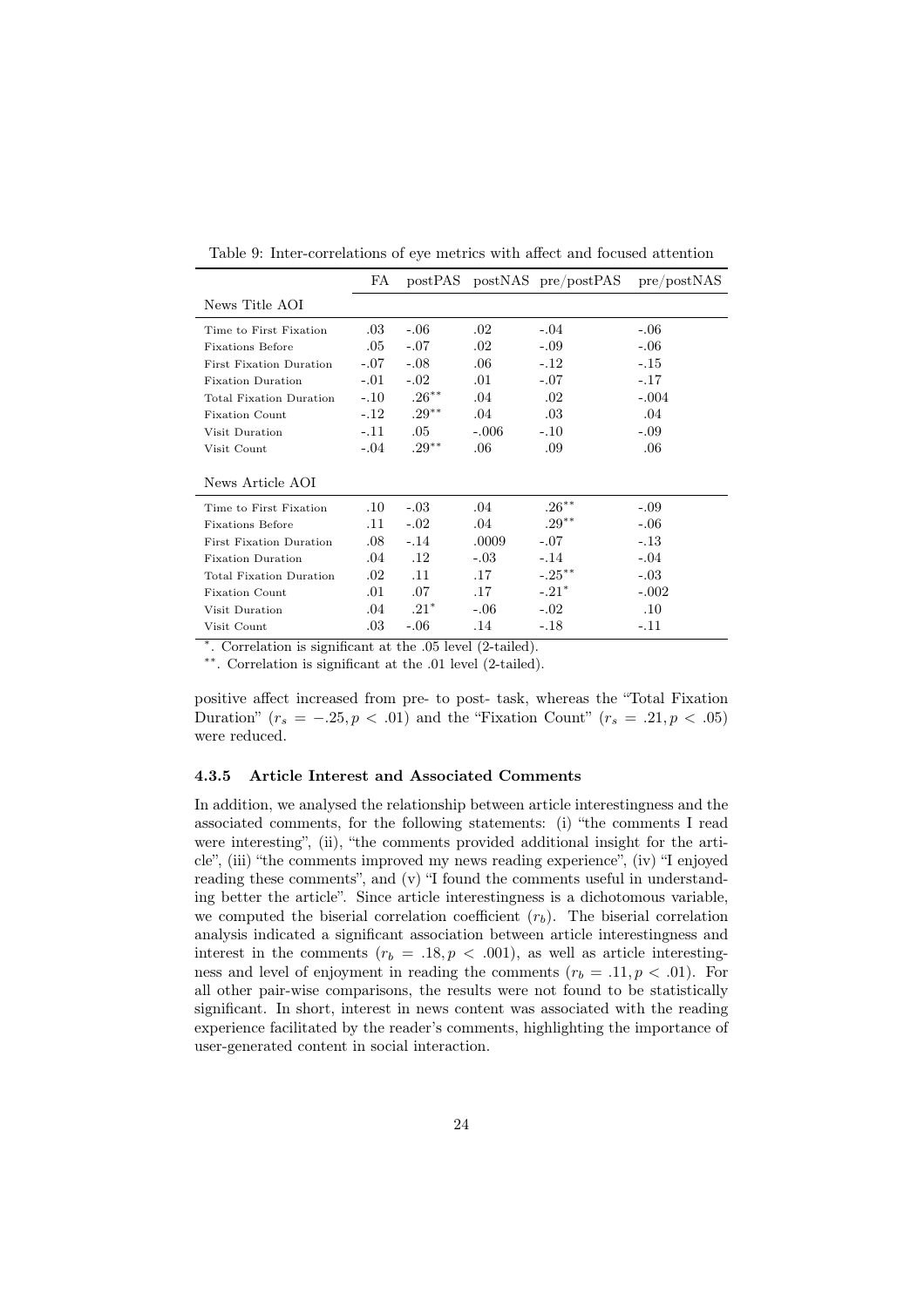Table 9: Inter-correlations of eye metrics with affect and focused attention

| | FA | postPAS | postNAS | pre/postPAS | pre/postNAS |
|---|---|---|---|---|---|
| News Title AOI | | | | | |
| Time to First Fixation | .03 | -.06 | .02 | -.04 | -.06 |
| Fixations Before | .05 | -.07 | .02 | -.09 | -.06 |
| First Fixation Duration | -.07 | -.08 | .06 | -.12 | -.15 |
| Fixation Duration | -.01 | -.02 | .01 | -.07 | -.17 |
| Total Fixation Duration | -.10 | .26** | .04 | .02 | -.004 |
| Fixation Count | -.12 | .29** | .04 | .03 | .04 |
| Visit Duration | -.11 | .05 | -.006 | -.10 | -.09 |
| Visit Count | -.04 | .29** | .06 | .09 | .06 |
| News Article AOI | | | | | |
| Time to First Fixation | .10 | -.03 | .04 | .26** | -.09 |
| Fixations Before | .11 | -.02 | .04 | .29** | -.06 |
| First Fixation Duration | .08 | -.14 | .0009 | -.07 | -.13 |
| Fixation Duration | .04 | .12 | -.03 | -.14 | -.04 |
| Total Fixation Duration | .02 | .11 | .17 | -.25** | -.03 |
| Fixation Count | .01 | .07 | .17 | -.21* | -.002 |
| Visit Duration | .04 | .21* | -.06 | -.02 | .10 |
| Visit Count | .03 | -.06 | .14 | -.18 | -.11 |

*. Correlation is significant at the .05 level (2-tailed).

**. Correlation is significant at the .01 level (2-tailed).

positive affect increased from pre- to post- task, whereas the "Total Fixation Duration" ($r_s = -.25, p < .01$) and the "Fixation Count" ($r_s = .21, p < .05$) were reduced.

### 4.3.5 Article Interest and Associated Comments

In addition, we analysed the relationship between article interestingness and the associated comments, for the following statements: (i) "the comments I read were interesting", (ii), "the comments provided additional insight for the article", (iii) "the comments improved my news reading experience", (iv) "I enjoyed reading these comments", and (v) "I found the comments useful in understanding better the article". Since article interestingness is a dichotomous variable, we computed the biserial correlation coefficient ($r_b$). The biserial correlation analysis indicated a significant association between article interestingness and interest in the comments ($r_b = .18, p < .001$), as well as article interestingness and level of enjoyment in reading the comments ($r_b = .11, p < .01$). For all other pair-wise comparisons, the results were not found to be statistically significant. In short, interest in news content was associated with the reading experience facilitated by the reader's comments, highlighting the importance of user-generated content in social interaction.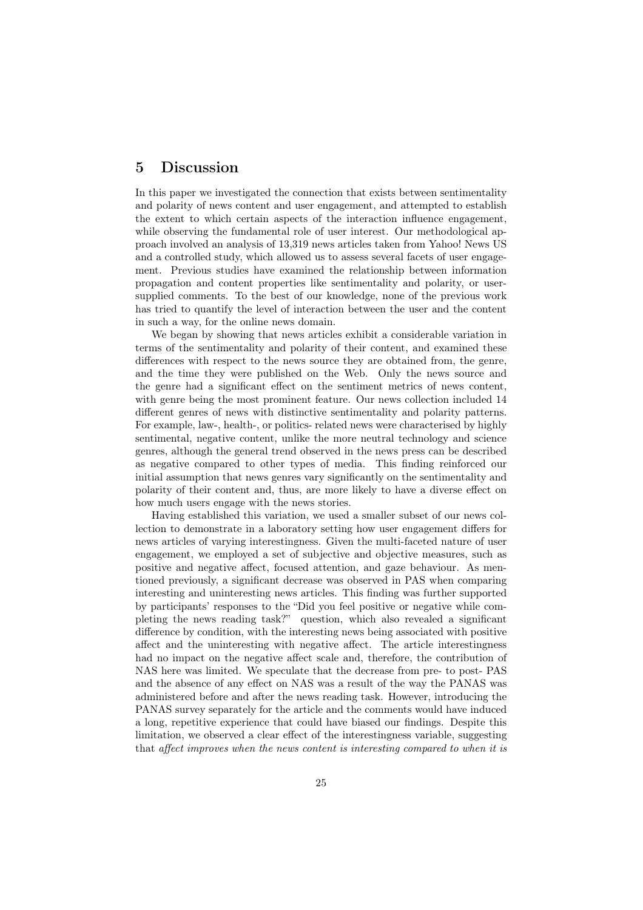## 5 Discussion

In this paper we investigated the connection that exists between sentimentality and polarity of news content and user engagement, and attempted to establish the extent to which certain aspects of the interaction influence engagement, while observing the fundamental role of user interest. Our methodological approach involved an analysis of 13,319 news articles taken from Yahoo! News US and a controlled study, which allowed us to assess several facets of user engagement. Previous studies have examined the relationship between information propagation and content properties like sentimentality and polarity, or user-supplied comments. To the best of our knowledge, none of the previous work has tried to quantify the level of interaction between the user and the content in such a way, for the online news domain.

We began by showing that news articles exhibit a considerable variation in terms of the sentimentality and polarity of their content, and examined these differences with respect to the news source they are obtained from, the genre, and the time they were published on the Web. Only the news source and the genre had a significant effect on the sentiment metrics of news content, with genre being the most prominent feature. Our news collection included 14 different genres of news with distinctive sentimentality and polarity patterns. For example, law-, health-, or politics- related news were characterised by highly sentimental, negative content, unlike the more neutral technology and science genres, although the general trend observed in the news press can be described as negative compared to other types of media. This finding reinforced our initial assumption that news genres vary significantly on the sentimentality and polarity of their content and, thus, are more likely to have a diverse effect on how much users engage with the news stories.

Having established this variation, we used a smaller subset of our news collection to demonstrate in a laboratory setting how user engagement differs for news articles of varying interestingness. Given the multi-faceted nature of user engagement, we employed a set of subjective and objective measures, such as positive and negative affect, focused attention, and gaze behaviour. As mentioned previously, a significant decrease was observed in PAS when comparing interesting and uninteresting news articles. This finding was further supported by participants' responses to the "Did you feel positive or negative while completing the news reading task?" question, which also revealed a significant difference by condition, with the interesting news being associated with positive affect and the uninteresting with negative affect. The article interestingness had no impact on the negative affect scale and, therefore, the contribution of NAS here was limited. We speculate that the decrease from pre- to post- PAS and the absence of any effect on NAS was a result of the way the PANAS was administered before and after the news reading task. However, introducing the PANAS survey separately for the article and the comments would have induced a long, repetitive experience that could have biased our findings. Despite this limitation, we observed a clear effect of the interestingness variable, suggesting that *affect improves when the news content is interesting compared to when it is*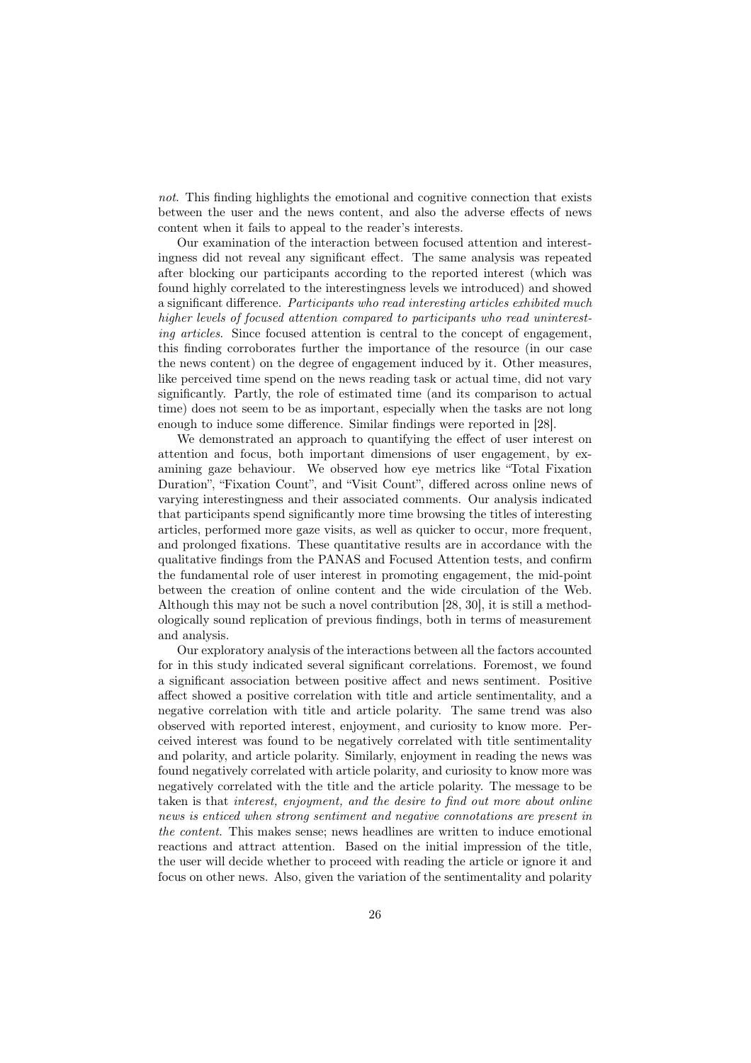*not*. This finding highlights the emotional and cognitive connection that exists between the user and the news content, and also the adverse effects of news content when it fails to appeal to the reader's interests.

Our examination of the interaction between focused attention and interestingness did not reveal any significant effect. The same analysis was repeated after blocking our participants according to the reported interest (which was found highly correlated to the interestingness levels we introduced) and showed a significant difference. *Participants who read interesting articles exhibited much higher levels of focused attention compared to participants who read uninteresting articles*. Since focused attention is central to the concept of engagement, this finding corroborates further the importance of the resource (in our case the news content) on the degree of engagement induced by it. Other measures, like perceived time spend on the news reading task or actual time, did not vary significantly. Partly, the role of estimated time (and its comparison to actual time) does not seem to be as important, especially when the tasks are not long enough to induce some difference. Similar findings were reported in [28].

We demonstrated an approach to quantifying the effect of user interest on attention and focus, both important dimensions of user engagement, by examining gaze behaviour. We observed how eye metrics like "Total Fixation Duration", "Fixation Count", and "Visit Count", differed across online news of varying interestingness and their associated comments. Our analysis indicated that participants spend significantly more time browsing the titles of interesting articles, performed more gaze visits, as well as quicker to occur, more frequent, and prolonged fixations. These quantitative results are in accordance with the qualitative findings from the PANAS and Focused Attention tests, and confirm the fundamental role of user interest in promoting engagement, the mid-point between the creation of online content and the wide circulation of the Web. Although this may not be such a novel contribution [28, 30], it is still a methodologically sound replication of previous findings, both in terms of measurement and analysis.

Our exploratory analysis of the interactions between all the factors accounted for in this study indicated several significant correlations. Foremost, we found a significant association between positive affect and news sentiment. Positive affect showed a positive correlation with title and article sentimentality, and a negative correlation with title and article polarity. The same trend was also observed with reported interest, enjoyment, and curiosity to know more. Perceived interest was found to be negatively correlated with title sentimentality and polarity, and article polarity. Similarly, enjoyment in reading the news was found negatively correlated with article polarity, and curiosity to know more was negatively correlated with the title and the article polarity. The message to be taken is that *interest, enjoyment, and the desire to find out more about online news is enticed when strong sentiment and negative connotations are present in the content*. This makes sense; news headlines are written to induce emotional reactions and attract attention. Based on the initial impression of the title, the user will decide whether to proceed with reading the article or ignore it and focus on other news. Also, given the variation of the sentimentality and polarity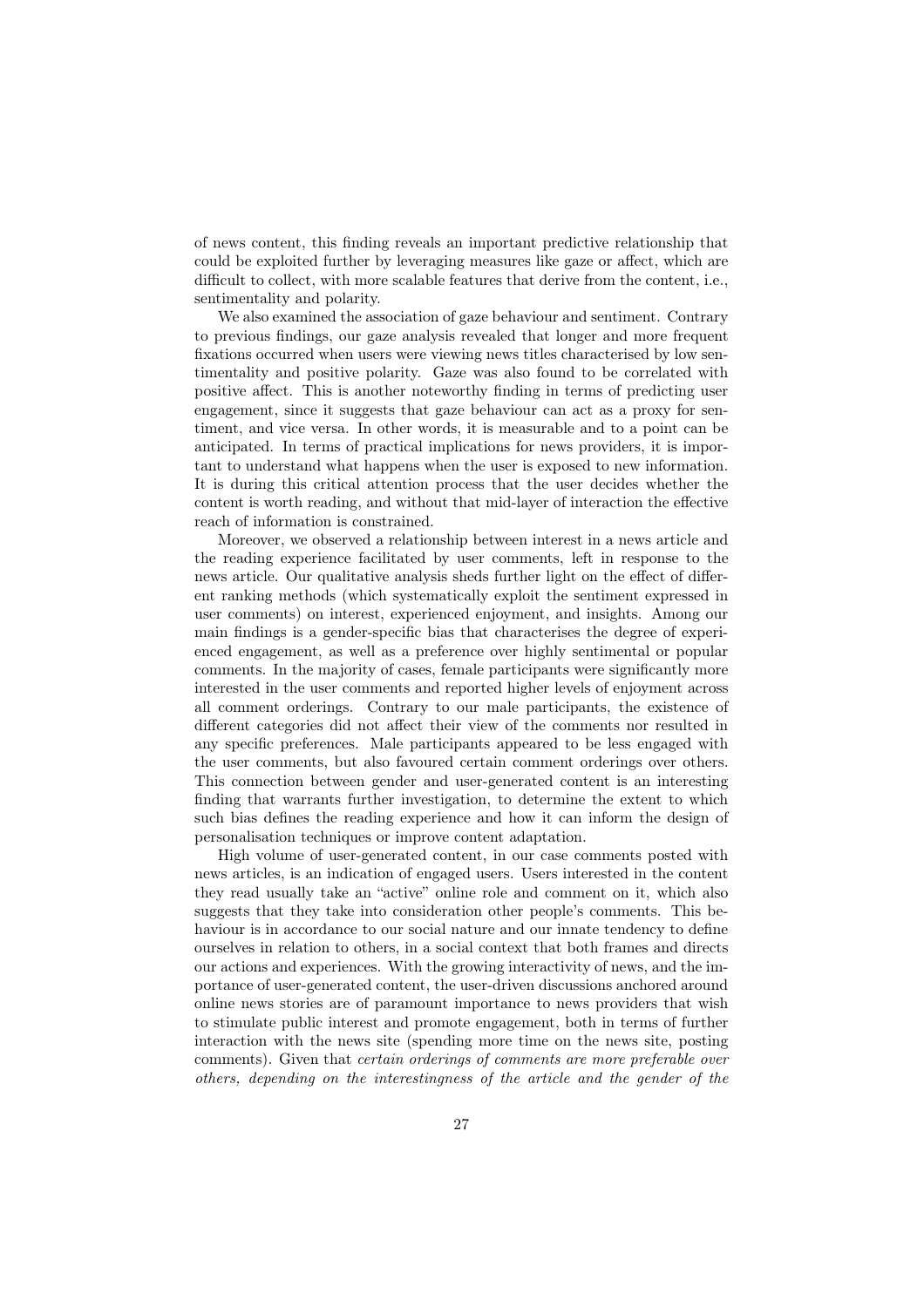of news content, this finding reveals an important predictive relationship that could be exploited further by leveraging measures like gaze or affect, which are difficult to collect, with more scalable features that derive from the content, i.e., sentimentality and polarity.

We also examined the association of gaze behaviour and sentiment. Contrary to previous findings, our gaze analysis revealed that longer and more frequent fixations occurred when users were viewing news titles characterised by low sentimentality and positive polarity. Gaze was also found to be correlated with positive affect. This is another noteworthy finding in terms of predicting user engagement, since it suggests that gaze behaviour can act as a proxy for sentiment, and vice versa. In other words, it is measurable and to a point can be anticipated. In terms of practical implications for news providers, it is important to understand what happens when the user is exposed to new information. It is during this critical attention process that the user decides whether the content is worth reading, and without that mid-layer of interaction the effective reach of information is constrained.

Moreover, we observed a relationship between interest in a news article and the reading experience facilitated by user comments, left in response to the news article. Our qualitative analysis sheds further light on the effect of different ranking methods (which systematically exploit the sentiment expressed in user comments) on interest, experienced enjoyment, and insights. Among our main findings is a gender-specific bias that characterises the degree of experienced engagement, as well as a preference over highly sentimental or popular comments. In the majority of cases, female participants were significantly more interested in the user comments and reported higher levels of enjoyment across all comment orderings. Contrary to our male participants, the existence of different categories did not affect their view of the comments nor resulted in any specific preferences. Male participants appeared to be less engaged with the user comments, but also favoured certain comment orderings over others. This connection between gender and user-generated content is an interesting finding that warrants further investigation, to determine the extent to which such bias defines the reading experience and how it can inform the design of personalisation techniques or improve content adaptation.

High volume of user-generated content, in our case comments posted with news articles, is an indication of engaged users. Users interested in the content they read usually take an "active" online role and comment on it, which also suggests that they take into consideration other people's comments. This behaviour is in accordance to our social nature and our innate tendency to define ourselves in relation to others, in a social context that both frames and directs our actions and experiences. With the growing interactivity of news, and the importance of user-generated content, the user-driven discussions anchored around online news stories are of paramount importance to news providers that wish to stimulate public interest and promote engagement, both in terms of further interaction with the news site (spending more time on the news site, posting comments). Given that *certain orderings of comments are more preferable over others, depending on the interestingness of the article and the gender of the*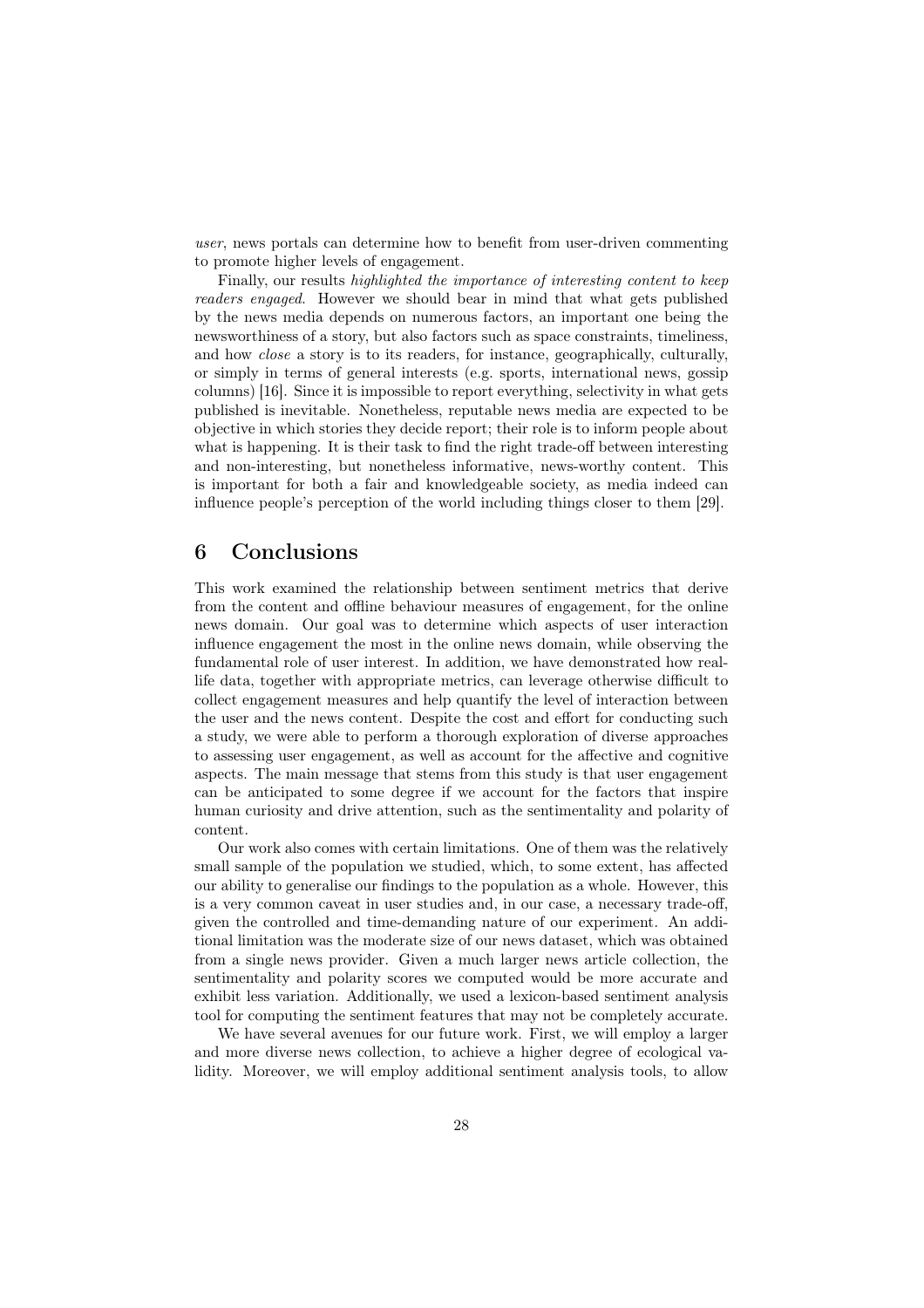*user*, news portals can determine how to benefit from user-driven commenting to promote higher levels of engagement.

Finally, our results *highlighted the importance of interesting content to keep readers engaged*. However we should bear in mind that what gets published by the news media depends on numerous factors, an important one being the newsworthiness of a story, but also factors such as space constraints, timeliness, and how *close* a story is to its readers, for instance, geographically, culturally, or simply in terms of general interests (e.g. sports, international news, gossip columns) [16]. Since it is impossible to report everything, selectivity in what gets published is inevitable. Nonetheless, reputable news media are expected to be objective in which stories they decide report; their role is to inform people about what is happening. It is their task to find the right trade-off between interesting and non-interesting, but nonetheless informative, news-worthy content. This is important for both a fair and knowledgeable society, as media indeed can influence people's perception of the world including things closer to them [29].

# 6 Conclusions

This work examined the relationship between sentiment metrics that derive from the content and offline behaviour measures of engagement, for the online news domain. Our goal was to determine which aspects of user interaction influence engagement the most in the online news domain, while observing the fundamental role of user interest. In addition, we have demonstrated how real-life data, together with appropriate metrics, can leverage otherwise difficult to collect engagement measures and help quantify the level of interaction between the user and the news content. Despite the cost and effort for conducting such a study, we were able to perform a thorough exploration of diverse approaches to assessing user engagement, as well as account for the affective and cognitive aspects. The main message that stems from this study is that user engagement can be anticipated to some degree if we account for the factors that inspire human curiosity and drive attention, such as the sentimentality and polarity of content.

Our work also comes with certain limitations. One of them was the relatively small sample of the population we studied, which, to some extent, has affected our ability to generalise our findings to the population as a whole. However, this is a very common caveat in user studies and, in our case, a necessary trade-off, given the controlled and time-demanding nature of our experiment. An additional limitation was the moderate size of our news dataset, which was obtained from a single news provider. Given a much larger news article collection, the sentimentality and polarity scores we computed would be more accurate and exhibit less variation. Additionally, we used a lexicon-based sentiment analysis tool for computing the sentiment features that may not be completely accurate.

We have several avenues for our future work. First, we will employ a larger and more diverse news collection, to achieve a higher degree of ecological validity. Moreover, we will employ additional sentiment analysis tools, to allow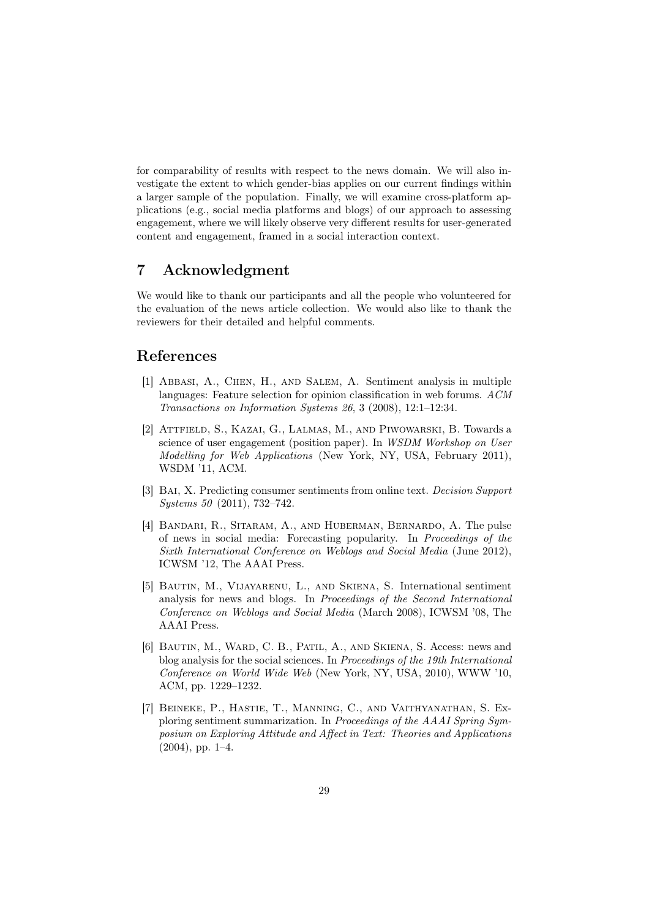for comparability of results with respect to the news domain. We will also investigate the extent to which gender-bias applies on our current findings within a larger sample of the population. Finally, we will examine cross-platform applications (e.g., social media platforms and blogs) of our approach to assessing engagement, where we will likely observe very different results for user-generated content and engagement, framed in a social interaction context.

## 7 Acknowledgment

We would like to thank our participants and all the people who volunteered for the evaluation of the news article collection. We would also like to thank the reviewers for their detailed and helpful comments.

## References

[1] Abbasi, A., Chen, H., and Salem, A. Sentiment analysis in multiple languages: Feature selection for opinion classification in web forums. *ACM Transactions on Information Systems 26*, 3 (2008), 12:1–12:34.

[2] Attfield, S., Kazai, G., Lalmas, M., and Piwowarski, B. Towards a science of user engagement (position paper). In *WSDM Workshop on User Modelling for Web Applications* (New York, NY, USA, February 2011), WSDM '11, ACM.

[3] Bai, X. Predicting consumer sentiments from online text. *Decision Support Systems 50* (2011), 732–742.

[4] Bandari, R., Sitaram, A., and Huberman, Bernardo, A. The pulse of news in social media: Forecasting popularity. In *Proceedings of the Sixth International Conference on Weblogs and Social Media* (June 2012), ICWSM '12, The AAAI Press.

[5] Bautin, M., Vijayarenu, L., and Skiena, S. International sentiment analysis for news and blogs. In *Proceedings of the Second International Conference on Weblogs and Social Media* (March 2008), ICWSM '08, The AAAI Press.

[6] Bautin, M., Ward, C. B., Patil, A., and Skiena, S. Access: news and blog analysis for the social sciences. In *Proceedings of the 19th International Conference on World Wide Web* (New York, NY, USA, 2010), WWW '10, ACM, pp. 1229–1232.

[7] Beineke, P., Hastie, T., Manning, C., and Vaithyanathan, S. Exploring sentiment summarization. In *Proceedings of the AAAI Spring Symposium on Exploring Attitude and Affect in Text: Theories and Applications* (2004), pp. 1–4.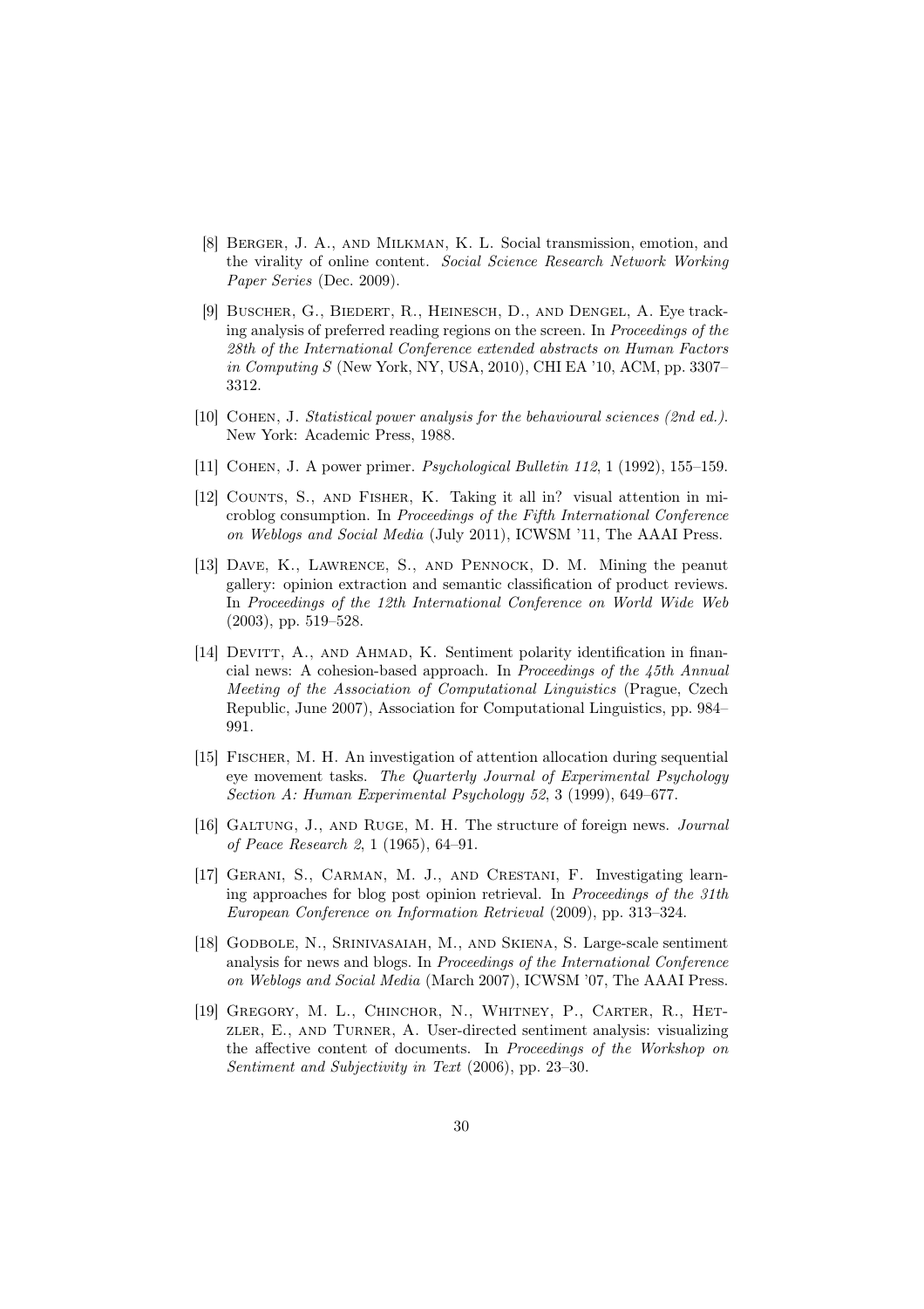[8] Berger, J. A., and Milkman, K. L. Social transmission, emotion, and the virality of online content. *Social Science Research Network Working Paper Series* (Dec. 2009).

[9] Buscher, G., Biedert, R., Heinesch, D., and Dengel, A. Eye tracking analysis of preferred reading regions on the screen. In *Proceedings of the 28th of the International Conference extended abstracts on Human Factors in Computing S* (New York, NY, USA, 2010), CHI EA '10, ACM, pp. 3307–3312.

[10] Cohen, J. *Statistical power analysis for the behavioural sciences (2nd ed.)*. New York: Academic Press, 1988.

[11] Cohen, J. A power primer. *Psychological Bulletin 112*, 1 (1992), 155–159.

[12] Counts, S., and Fisher, K. Taking it all in? visual attention in microblog consumption. In *Proceedings of the Fifth International Conference on Weblogs and Social Media* (July 2011), ICWSM '11, The AAAI Press.

[13] Dave, K., Lawrence, S., and Pennock, D. M. Mining the peanut gallery: opinion extraction and semantic classification of product reviews. In *Proceedings of the 12th International Conference on World Wide Web* (2003), pp. 519–528.

[14] Devitt, A., and Ahmad, K. Sentiment polarity identification in financial news: A cohesion-based approach. In *Proceedings of the 45th Annual Meeting of the Association of Computational Linguistics* (Prague, Czech Republic, June 2007), Association for Computational Linguistics, pp. 984–991.

[15] Fischer, M. H. An investigation of attention allocation during sequential eye movement tasks. *The Quarterly Journal of Experimental Psychology Section A: Human Experimental Psychology 52*, 3 (1999), 649–677.

[16] Galtung, J., and Ruge, M. H. The structure of foreign news. *Journal of Peace Research 2*, 1 (1965), 64–91.

[17] Gerani, S., Carman, M. J., and Crestani, F. Investigating learning approaches for blog post opinion retrieval. In *Proceedings of the 31th European Conference on Information Retrieval* (2009), pp. 313–324.

[18] Godbole, N., Srinivasaiah, M., and Skiena, S. Large-scale sentiment analysis for news and blogs. In *Proceedings of the International Conference on Weblogs and Social Media* (March 2007), ICWSM '07, The AAAI Press.

[19] Gregory, M. L., Chinchor, N., Whitney, P., Carter, R., Hetzler, E., and Turner, A. User-directed sentiment analysis: visualizing the affective content of documents. In *Proceedings of the Workshop on Sentiment and Subjectivity in Text* (2006), pp. 23–30.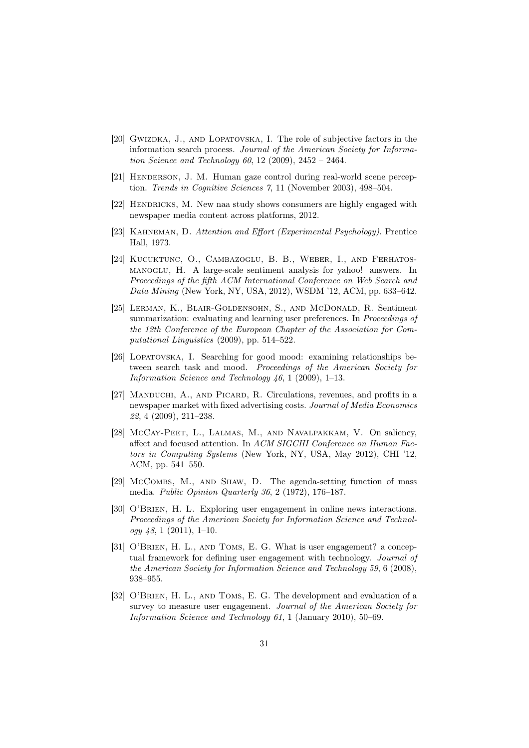[20] Gwizdka, J., and Lopatovska, I. The role of subjective factors in the information search process. *Journal of the American Society for Information Science and Technology 60*, 12 (2009), 2452 – 2464.

[21] Henderson, J. M. Human gaze control during real-world scene perception. *Trends in Cognitive Sciences 7*, 11 (November 2003), 498–504.

[22] Hendricks, M. New naa study shows consumers are highly engaged with newspaper media content across platforms, 2012.

[23] Kahneman, D. *Attention and Effort (Experimental Psychology)*. Prentice Hall, 1973.

[24] Kucuktunc, O., Cambazoglu, B. B., Weber, I., and Ferhatosmanoglu, H. A large-scale sentiment analysis for yahoo! answers. In *Proceedings of the fifth ACM International Conference on Web Search and Data Mining* (New York, NY, USA, 2012), WSDM '12, ACM, pp. 633–642.

[25] Lerman, K., Blair-Goldensohn, S., and McDonald, R. Sentiment summarization: evaluating and learning user preferences. In *Proceedings of the 12th Conference of the European Chapter of the Association for Computational Linguistics* (2009), pp. 514–522.

[26] Lopatovska, I. Searching for good mood: examining relationships between search task and mood. *Proceedings of the American Society for Information Science and Technology 46*, 1 (2009), 1–13.

[27] Manduchi, A., and Picard, R. Circulations, revenues, and profits in a newspaper market with fixed advertising costs. *Journal of Media Economics 22*, 4 (2009), 211–238.

[28] McCay-Peet, L., Lalmas, M., and Navalpakkam, V. On saliency, affect and focused attention. In *ACM SIGCHI Conference on Human Factors in Computing Systems* (New York, NY, USA, May 2012), CHI '12, ACM, pp. 541–550.

[29] McCombs, M., and Shaw, D. The agenda-setting function of mass media. *Public Opinion Quarterly 36*, 2 (1972), 176–187.

[30] O'Brien, H. L. Exploring user engagement in online news interactions. *Proceedings of the American Society for Information Science and Technology 48*, 1 (2011), 1–10.

[31] O'Brien, H. L., and Toms, E. G. What is user engagement? a conceptual framework for defining user engagement with technology. *Journal of the American Society for Information Science and Technology 59*, 6 (2008), 938–955.

[32] O'Brien, H. L., and Toms, E. G. The development and evaluation of a survey to measure user engagement. *Journal of the American Society for Information Science and Technology 61*, 1 (January 2010), 50–69.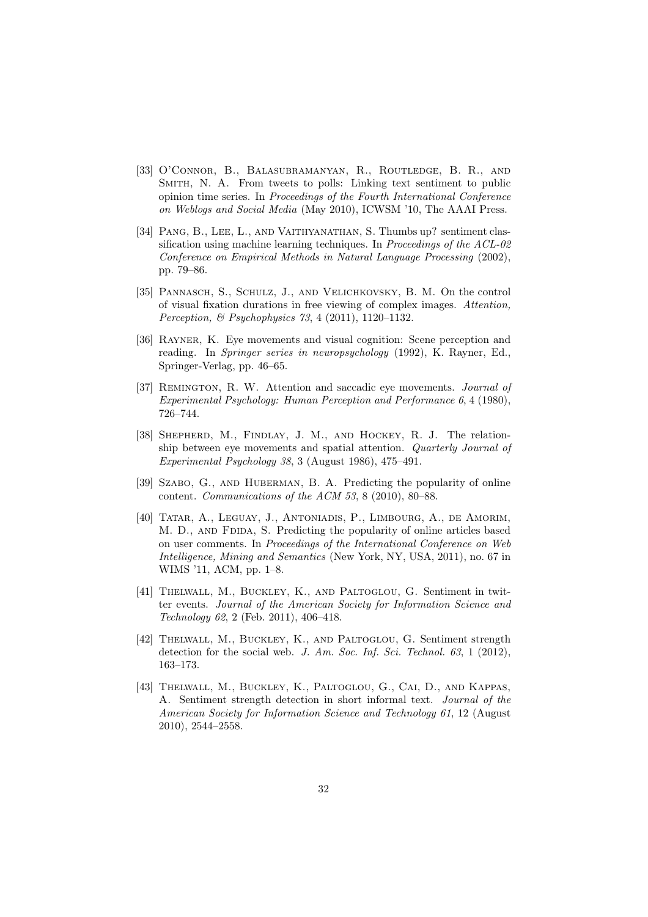[33] O'Connor, B., Balasubramanyan, R., Routledge, B. R., and Smith, N. A. From tweets to polls: Linking text sentiment to public opinion time series. In *Proceedings of the Fourth International Conference on Weblogs and Social Media* (May 2010), ICWSM '10, The AAAI Press.

[34] Pang, B., Lee, L., and Vaithyanathan, S. Thumbs up? sentiment classification using machine learning techniques. In *Proceedings of the ACL-02 Conference on Empirical Methods in Natural Language Processing* (2002), pp. 79–86.

[35] Pannasch, S., Schulz, J., and Velichkovsky, B. M. On the control of visual fixation durations in free viewing of complex images. *Attention, Perception, & Psychophysics 73*, 4 (2011), 1120–1132.

[36] Rayner, K. Eye movements and visual cognition: Scene perception and reading. In *Springer series in neuropsychology* (1992), K. Rayner, Ed., Springer-Verlag, pp. 46–65.

[37] Remington, R. W. Attention and saccadic eye movements. *Journal of Experimental Psychology: Human Perception and Performance 6*, 4 (1980), 726–744.

[38] Shepherd, M., Findlay, J. M., and Hockey, R. J. The relationship between eye movements and spatial attention. *Quarterly Journal of Experimental Psychology 38*, 3 (August 1986), 475–491.

[39] Szabo, G., and Huberman, B. A. Predicting the popularity of online content. *Communications of the ACM 53*, 8 (2010), 80–88.

[40] Tatar, A., Leguay, J., Antoniadis, P., Limbourg, A., de Amorim, M. D., and Fdida, S. Predicting the popularity of online articles based on user comments. In *Proceedings of the International Conference on Web Intelligence, Mining and Semantics* (New York, NY, USA, 2011), no. 67 in WIMS '11, ACM, pp. 1–8.

[41] Thelwall, M., Buckley, K., and Paltoglou, G. Sentiment in twitter events. *Journal of the American Society for Information Science and Technology 62*, 2 (Feb. 2011), 406–418.

[42] Thelwall, M., Buckley, K., and Paltoglou, G. Sentiment strength detection for the social web. *J. Am. Soc. Inf. Sci. Technol. 63*, 1 (2012), 163–173.

[43] Thelwall, M., Buckley, K., Paltoglou, G., Cai, D., and Kappas, A. Sentiment strength detection in short informal text. *Journal of the American Society for Information Science and Technology 61*, 12 (August 2010), 2544–2558.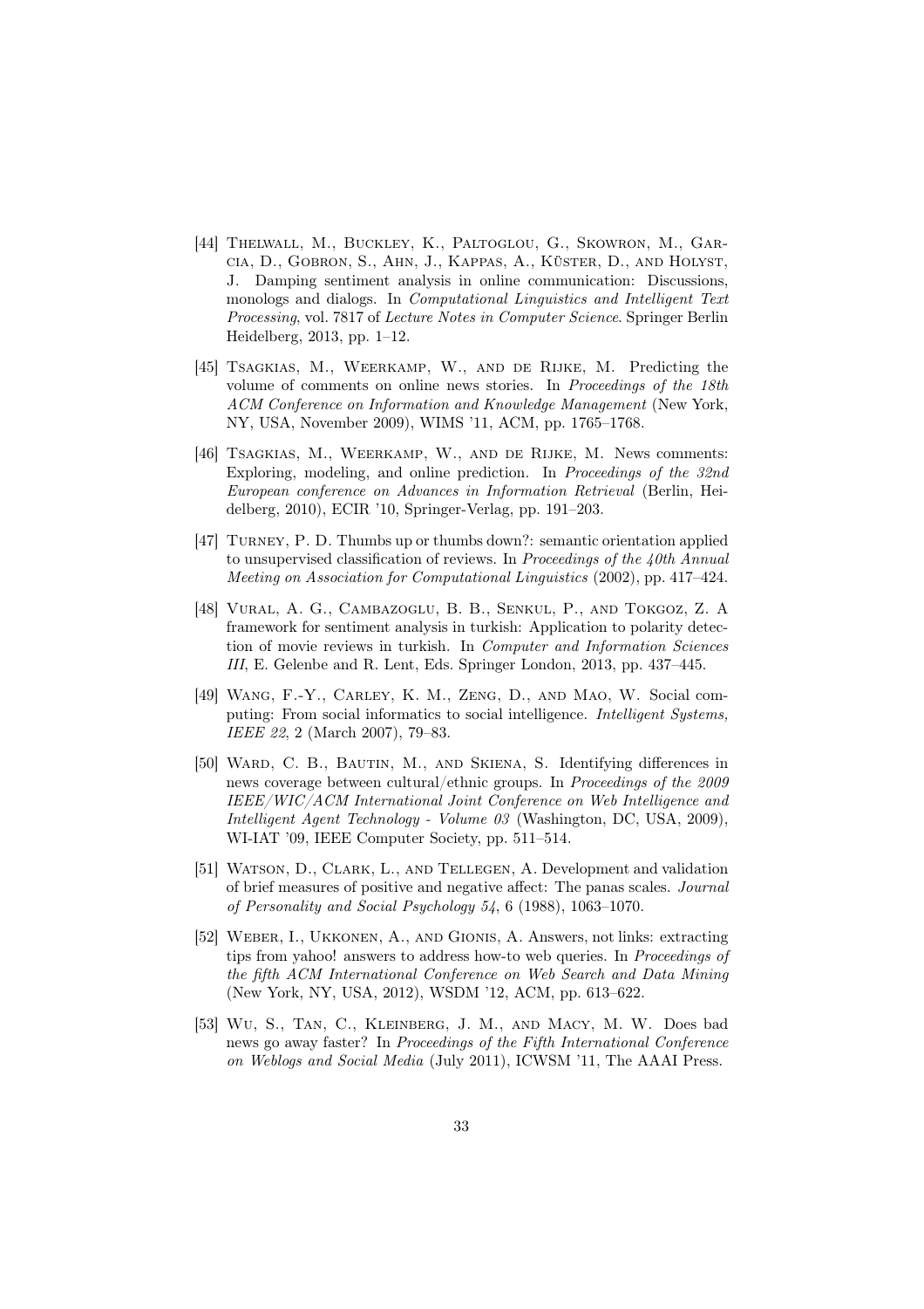[44] Thelwall, M., Buckley, K., Paltoglou, G., Skowron, M., Garcia, D., Gobron, S., Ahn, J., Kappas, A., Küster, D., and Holyst, J. Damping sentiment analysis in online communication: Discussions, monologs and dialogs. In *Computational Linguistics and Intelligent Text Processing*, vol. 7817 of *Lecture Notes in Computer Science*. Springer Berlin Heidelberg, 2013, pp. 1–12.

[45] Tsagkias, M., Weerkamp, W., and de Rijke, M. Predicting the volume of comments on online news stories. In *Proceedings of the 18th ACM Conference on Information and Knowledge Management* (New York, NY, USA, November 2009), WIMS '11, ACM, pp. 1765–1768.

[46] Tsagkias, M., Weerkamp, W., and de Rijke, M. News comments: Exploring, modeling, and online prediction. In *Proceedings of the 32nd European conference on Advances in Information Retrieval* (Berlin, Heidelberg, 2010), ECIR '10, Springer-Verlag, pp. 191–203.

[47] Turney, P. D. Thumbs up or thumbs down?: semantic orientation applied to unsupervised classification of reviews. In *Proceedings of the 40th Annual Meeting on Association for Computational Linguistics* (2002), pp. 417–424.

[48] Vural, A. G., Cambazoglu, B. B., Senkul, P., and Tokgoz, Z. A framework for sentiment analysis in turkish: Application to polarity detection of movie reviews in turkish. In *Computer and Information Sciences III*, E. Gelenbe and R. Lent, Eds. Springer London, 2013, pp. 437–445.

[49] Wang, F.-Y., Carley, K. M., Zeng, D., and Mao, W. Social computing: From social informatics to social intelligence. *Intelligent Systems, IEEE 22*, 2 (March 2007), 79–83.

[50] Ward, C. B., Bautin, M., and Skiena, S. Identifying differences in news coverage between cultural/ethnic groups. In *Proceedings of the 2009 IEEE/WIC/ACM International Joint Conference on Web Intelligence and Intelligent Agent Technology - Volume 03* (Washington, DC, USA, 2009), WI-IAT '09, IEEE Computer Society, pp. 511–514.

[51] Watson, D., Clark, L., and Tellegen, A. Development and validation of brief measures of positive and negative affect: The panas scales. *Journal of Personality and Social Psychology 54*, 6 (1988), 1063–1070.

[52] Weber, I., Ukkonen, A., and Gionis, A. Answers, not links: extracting tips from yahoo! answers to address how-to web queries. In *Proceedings of the fifth ACM International Conference on Web Search and Data Mining* (New York, NY, USA, 2012), WSDM '12, ACM, pp. 613–622.

[53] Wu, S., Tan, C., Kleinberg, J. M., and Macy, M. W. Does bad news go away faster? In *Proceedings of the Fifth International Conference on Weblogs and Social Media* (July 2011), ICWSM '11, The AAAI Press.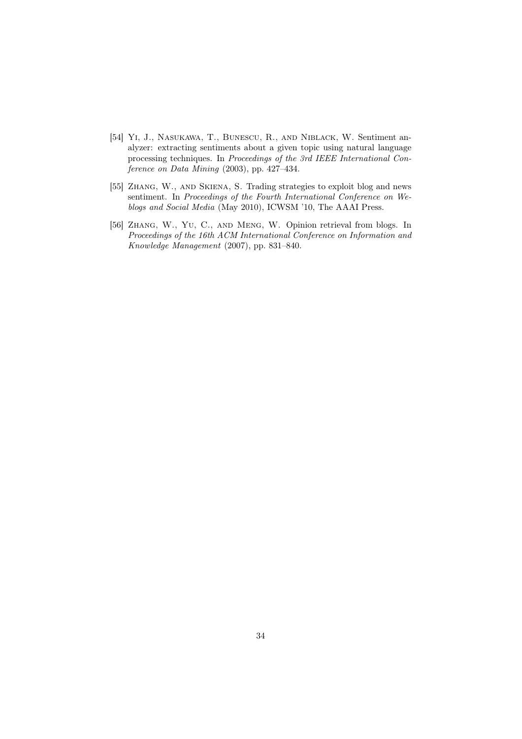[54] Yi, J., Nasukawa, T., Bunescu, R., and Niblack, W. Sentiment analyzer: extracting sentiments about a given topic using natural language processing techniques. In *Proceedings of the 3rd IEEE International Conference on Data Mining* (2003), pp. 427–434.

[55] Zhang, W., and Skiena, S. Trading strategies to exploit blog and news sentiment. In *Proceedings of the Fourth International Conference on Weblogs and Social Media* (May 2010), ICWSM '10, The AAAI Press.

[56] Zhang, W., Yu, C., and Meng, W. Opinion retrieval from blogs. In *Proceedings of the 16th ACM International Conference on Information and Knowledge Management* (2007), pp. 831–840.